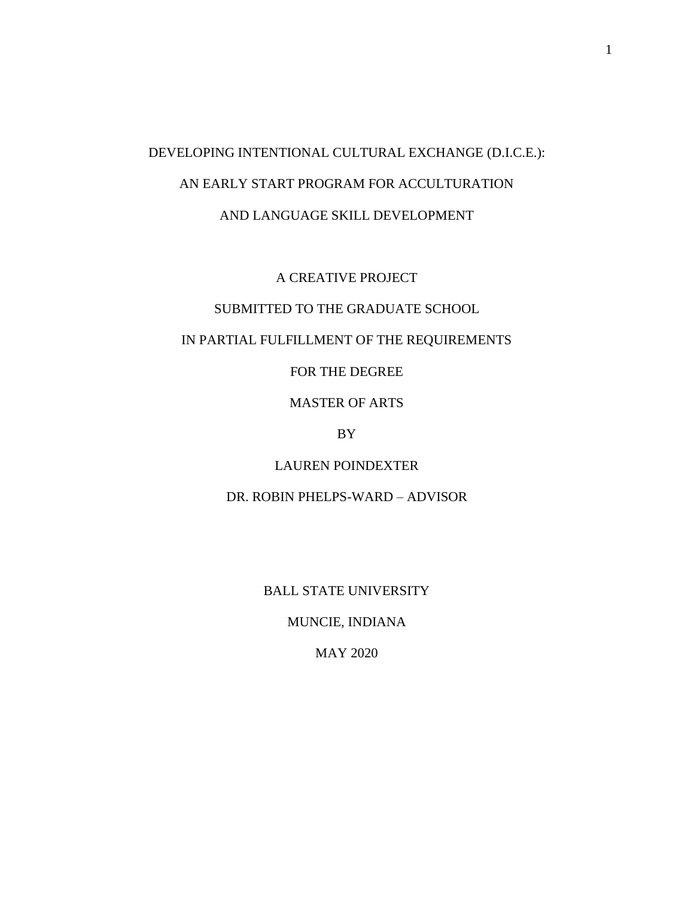# DEVELOPING INTENTIONAL CULTURAL EXCHANGE (D.I.C.E.): AN EARLY START PROGRAM FOR ACCULTURATION AND LANGUAGE SKILL DEVELOPMENT

A CREATIVE PROJECT

SUBMITTED TO THE GRADUATE SCHOOL

IN PARTIAL FULFILLMENT OF THE REQUIREMENTS

FOR THE DEGREE

MASTER OF ARTS

BY

LAUREN POINDEXTER

DR. ROBIN PHELPS-WARD – ADVISOR

BALL STATE UNIVERSITY

MUNCIE, INDIANA

MAY 2020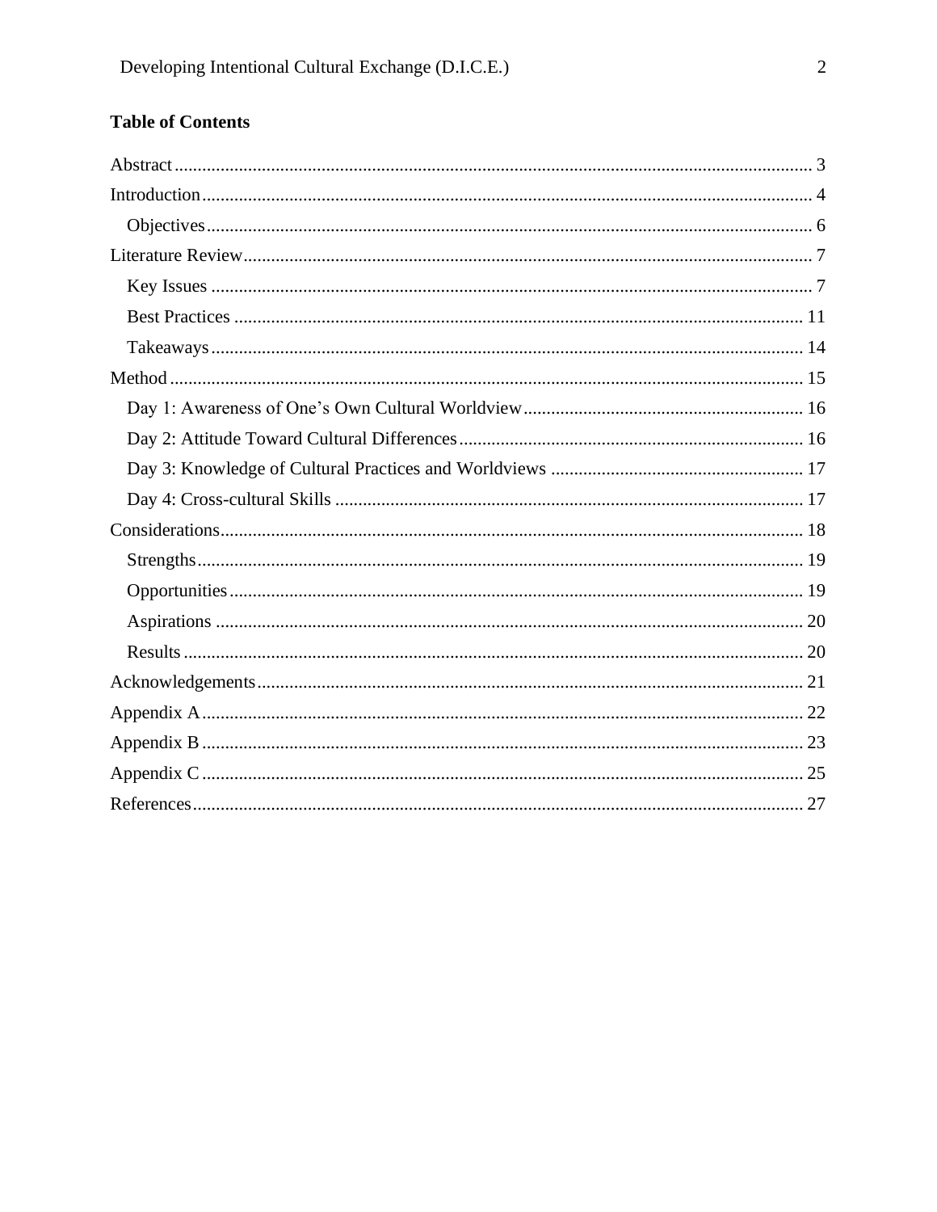## Table of Contents

Abstract ........................................................................................................................ 3
Introduction .................................................................................................................. 4
  Objectives ................................................................................................................. 6
Literature Review .......................................................................................................... 7
  Key Issues ................................................................................................................. 7
  Best Practices .......................................................................................................... 11
  Takeaways ............................................................................................................... 14
Method ........................................................................................................................ 15
  Day 1: Awareness of One’s Own Cultural Worldview ............................................ 16
  Day 2: Attitude Toward Cultural Differences .......................................................... 16
  Day 3: Knowledge of Cultural Practices and Worldviews ....................................... 17
  Day 4: Cross-cultural Skills ..................................................................................... 17
Considerations ............................................................................................................. 18
  Strengths .................................................................................................................. 19
  Opportunities ........................................................................................................... 19
  Aspirations ............................................................................................................... 20
  Results ..................................................................................................................... 20
Acknowledgements ...................................................................................................... 21
Appendix A ................................................................................................................. 22
Appendix B ................................................................................................................. 23
Appendix C ................................................................................................................. 25
References ................................................................................................................... 27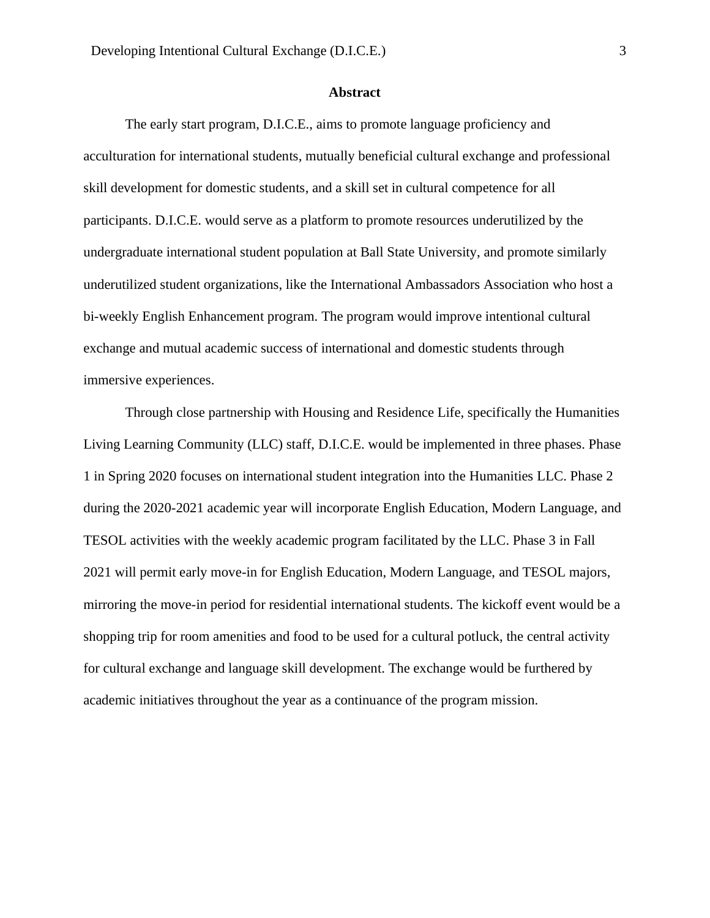## Abstract

The early start program, D.I.C.E., aims to promote language proficiency and acculturation for international students, mutually beneficial cultural exchange and professional skill development for domestic students, and a skill set in cultural competence for all participants. D.I.C.E. would serve as a platform to promote resources underutilized by the undergraduate international student population at Ball State University, and promote similarly underutilized student organizations, like the International Ambassadors Association who host a bi-weekly English Enhancement program. The program would improve intentional cultural exchange and mutual academic success of international and domestic students through immersive experiences.

Through close partnership with Housing and Residence Life, specifically the Humanities Living Learning Community (LLC) staff, D.I.C.E. would be implemented in three phases. Phase 1 in Spring 2020 focuses on international student integration into the Humanities LLC. Phase 2 during the 2020-2021 academic year will incorporate English Education, Modern Language, and TESOL activities with the weekly academic program facilitated by the LLC. Phase 3 in Fall 2021 will permit early move-in for English Education, Modern Language, and TESOL majors, mirroring the move-in period for residential international students. The kickoff event would be a shopping trip for room amenities and food to be used for a cultural potluck, the central activity for cultural exchange and language skill development. The exchange would be furthered by academic initiatives throughout the year as a continuance of the program mission.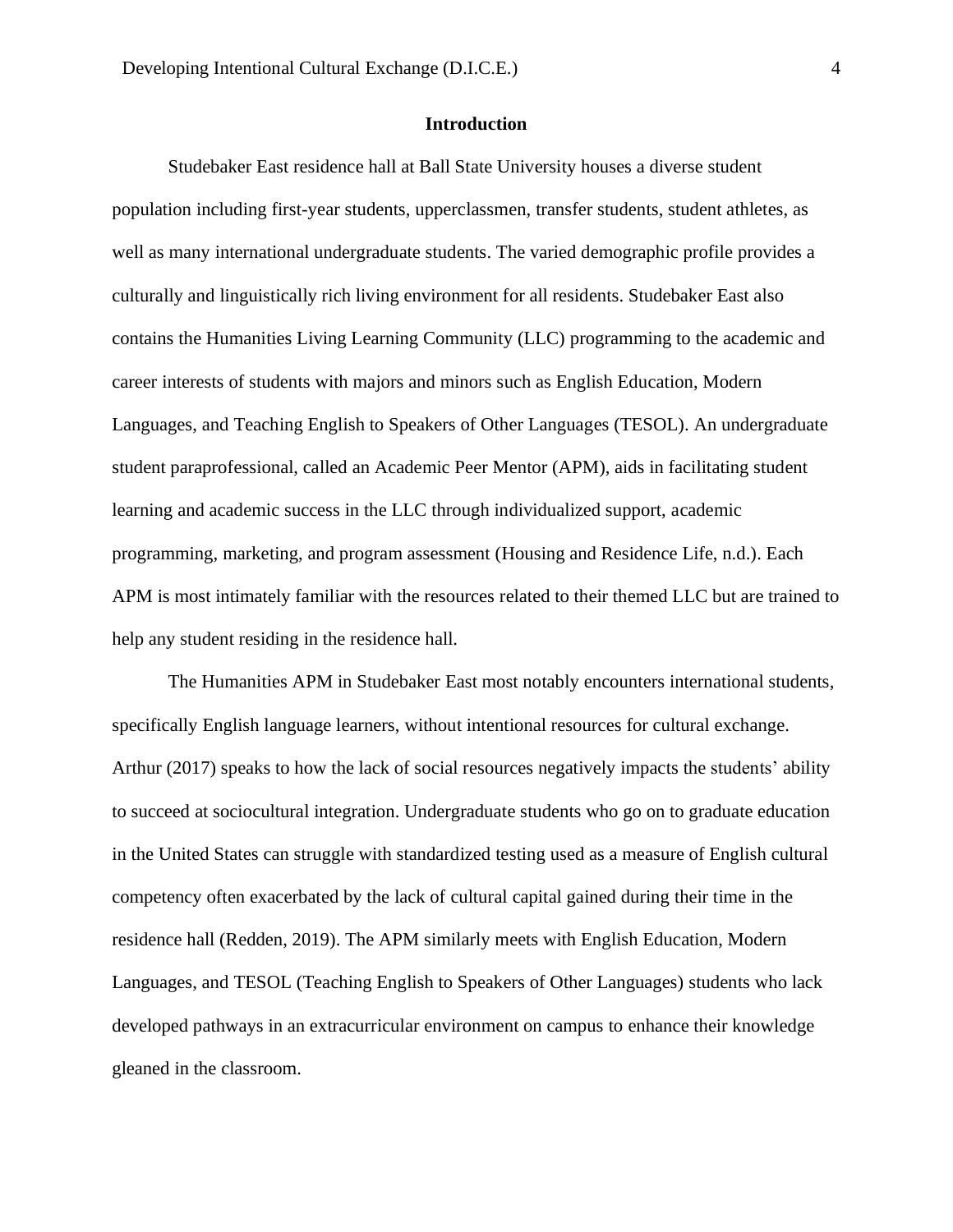## Introduction

Studebaker East residence hall at Ball State University houses a diverse student population including first-year students, upperclassmen, transfer students, student athletes, as well as many international undergraduate students. The varied demographic profile provides a culturally and linguistically rich living environment for all residents. Studebaker East also contains the Humanities Living Learning Community (LLC) programming to the academic and career interests of students with majors and minors such as English Education, Modern Languages, and Teaching English to Speakers of Other Languages (TESOL). An undergraduate student paraprofessional, called an Academic Peer Mentor (APM), aids in facilitating student learning and academic success in the LLC through individualized support, academic programming, marketing, and program assessment (Housing and Residence Life, n.d.). Each APM is most intimately familiar with the resources related to their themed LLC but are trained to help any student residing in the residence hall.

The Humanities APM in Studebaker East most notably encounters international students, specifically English language learners, without intentional resources for cultural exchange. Arthur (2017) speaks to how the lack of social resources negatively impacts the students' ability to succeed at sociocultural integration. Undergraduate students who go on to graduate education in the United States can struggle with standardized testing used as a measure of English cultural competency often exacerbated by the lack of cultural capital gained during their time in the residence hall (Redden, 2019). The APM similarly meets with English Education, Modern Languages, and TESOL (Teaching English to Speakers of Other Languages) students who lack developed pathways in an extracurricular environment on campus to enhance their knowledge gleaned in the classroom.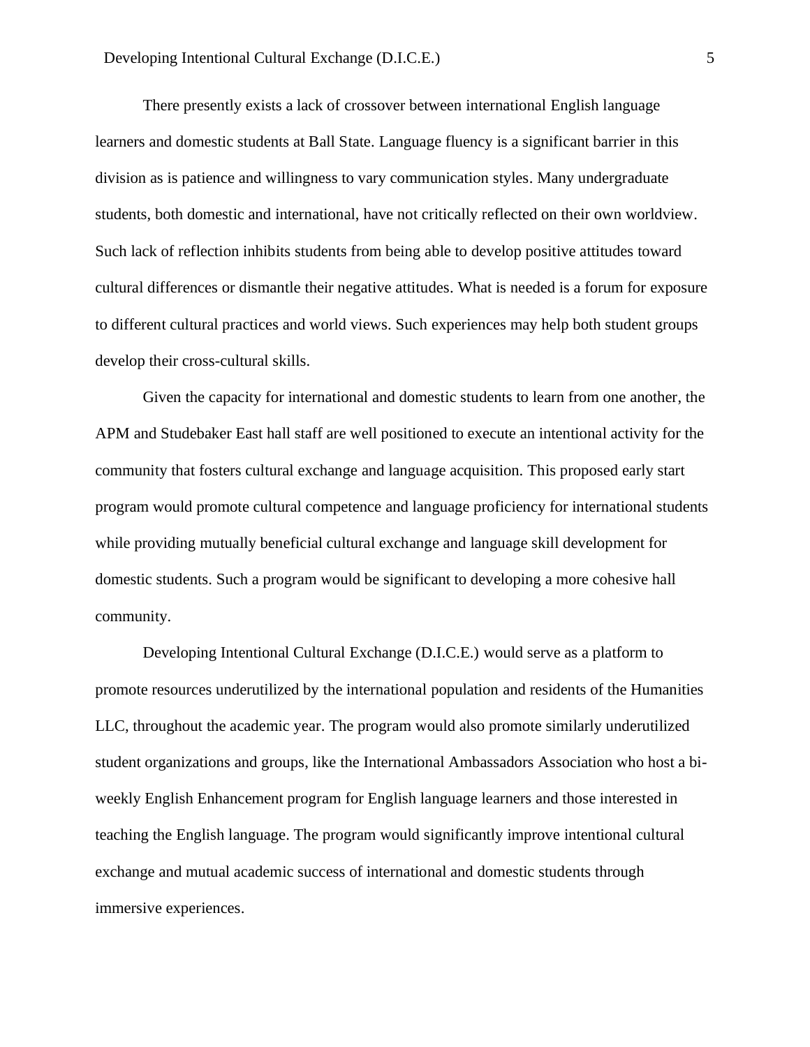There presently exists a lack of crossover between international English language learners and domestic students at Ball State. Language fluency is a significant barrier in this division as is patience and willingness to vary communication styles. Many undergraduate students, both domestic and international, have not critically reflected on their own worldview. Such lack of reflection inhibits students from being able to develop positive attitudes toward cultural differences or dismantle their negative attitudes. What is needed is a forum for exposure to different cultural practices and world views. Such experiences may help both student groups develop their cross-cultural skills.

Given the capacity for international and domestic students to learn from one another, the APM and Studebaker East hall staff are well positioned to execute an intentional activity for the community that fosters cultural exchange and language acquisition. This proposed early start program would promote cultural competence and language proficiency for international students while providing mutually beneficial cultural exchange and language skill development for domestic students. Such a program would be significant to developing a more cohesive hall community.

Developing Intentional Cultural Exchange (D.I.C.E.) would serve as a platform to promote resources underutilized by the international population and residents of the Humanities LLC, throughout the academic year. The program would also promote similarly underutilized student organizations and groups, like the International Ambassadors Association who host a bi-weekly English Enhancement program for English language learners and those interested in teaching the English language. The program would significantly improve intentional cultural exchange and mutual academic success of international and domestic students through immersive experiences.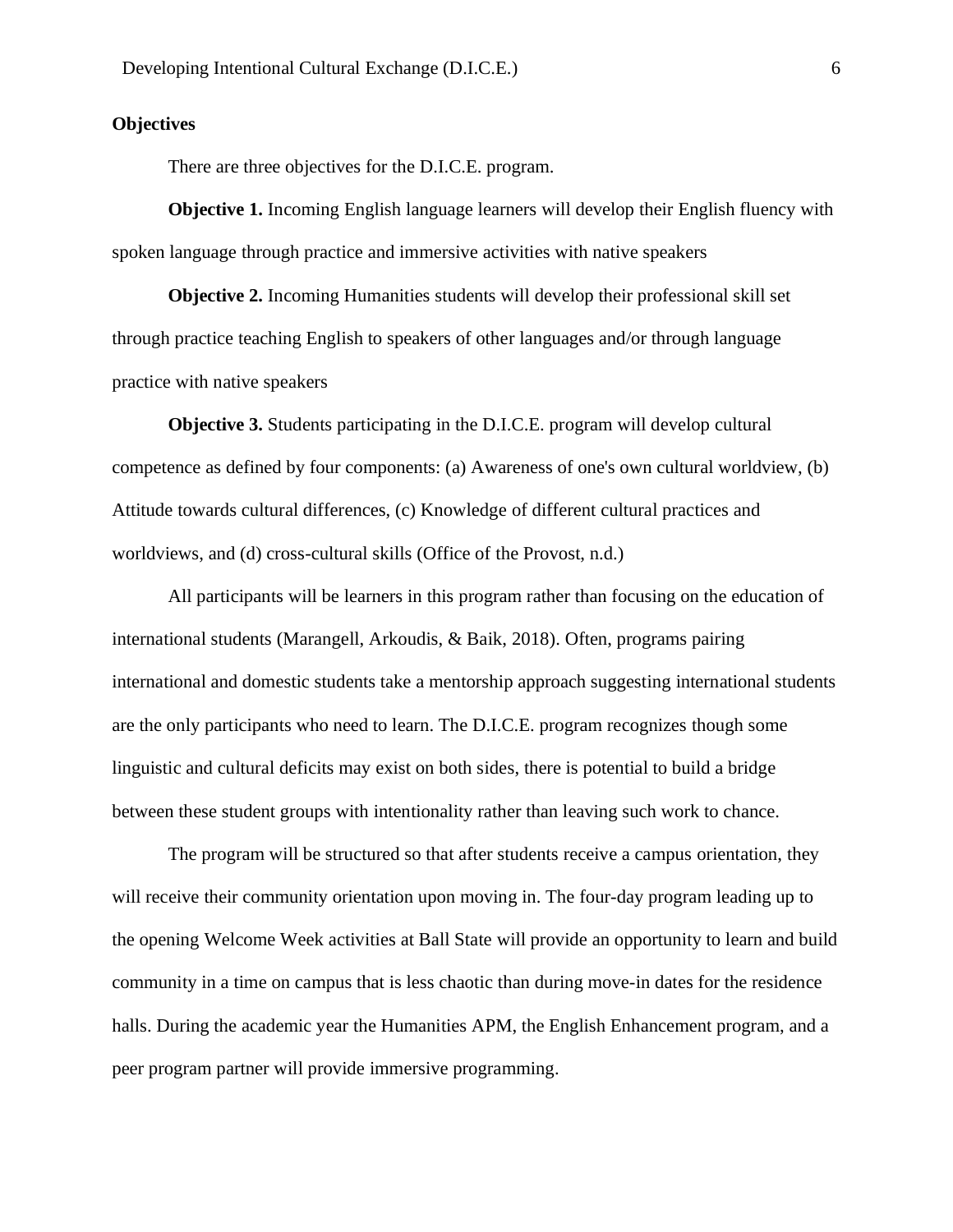**Objectives**

There are three objectives for the D.I.C.E. program.

**Objective 1.** Incoming English language learners will develop their English fluency with spoken language through practice and immersive activities with native speakers

**Objective 2.** Incoming Humanities students will develop their professional skill set through practice teaching English to speakers of other languages and/or through language practice with native speakers

**Objective 3.** Students participating in the D.I.C.E. program will develop cultural competence as defined by four components: (a) Awareness of one's own cultural worldview, (b) Attitude towards cultural differences, (c) Knowledge of different cultural practices and worldviews, and (d) cross-cultural skills (Office of the Provost, n.d.)

All participants will be learners in this program rather than focusing on the education of international students (Marangell, Arkoudis, & Baik, 2018). Often, programs pairing international and domestic students take a mentorship approach suggesting international students are the only participants who need to learn. The D.I.C.E. program recognizes though some linguistic and cultural deficits may exist on both sides, there is potential to build a bridge between these student groups with intentionality rather than leaving such work to chance.

The program will be structured so that after students receive a campus orientation, they will receive their community orientation upon moving in. The four-day program leading up to the opening Welcome Week activities at Ball State will provide an opportunity to learn and build community in a time on campus that is less chaotic than during move-in dates for the residence halls. During the academic year the Humanities APM, the English Enhancement program, and a peer program partner will provide immersive programming.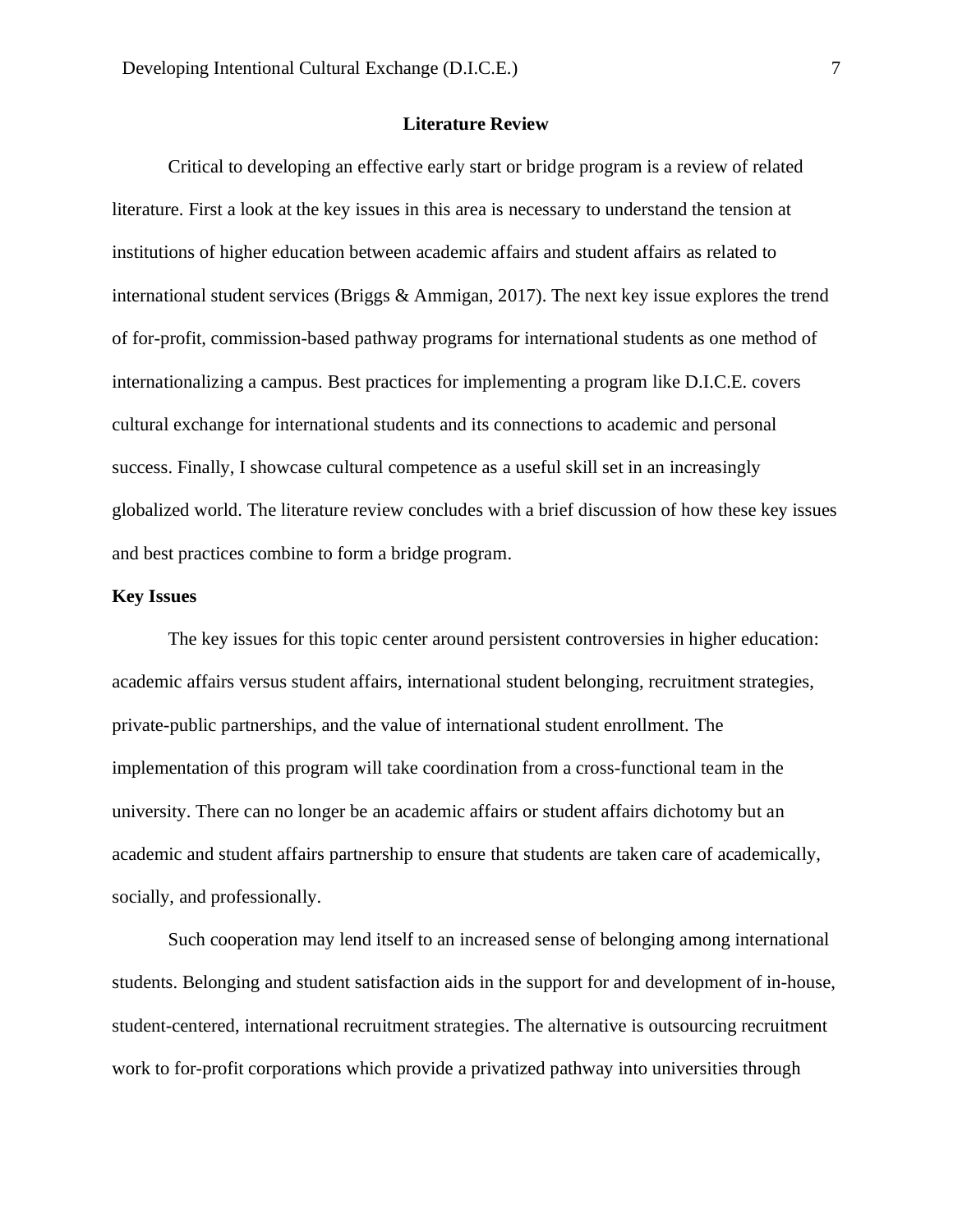## Literature Review

Critical to developing an effective early start or bridge program is a review of related literature. First a look at the key issues in this area is necessary to understand the tension at institutions of higher education between academic affairs and student affairs as related to international student services (Briggs & Ammigan, 2017). The next key issue explores the trend of for-profit, commission-based pathway programs for international students as one method of internationalizing a campus. Best practices for implementing a program like D.I.C.E. covers cultural exchange for international students and its connections to academic and personal success. Finally, I showcase cultural competence as a useful skill set in an increasingly globalized world. The literature review concludes with a brief discussion of how these key issues and best practices combine to form a bridge program.

### Key Issues

The key issues for this topic center around persistent controversies in higher education: academic affairs versus student affairs, international student belonging, recruitment strategies, private-public partnerships, and the value of international student enrollment. The implementation of this program will take coordination from a cross-functional team in the university. There can no longer be an academic affairs or student affairs dichotomy but an academic and student affairs partnership to ensure that students are taken care of academically, socially, and professionally.

Such cooperation may lend itself to an increased sense of belonging among international students. Belonging and student satisfaction aids in the support for and development of in-house, student-centered, international recruitment strategies. The alternative is outsourcing recruitment work to for-profit corporations which provide a privatized pathway into universities through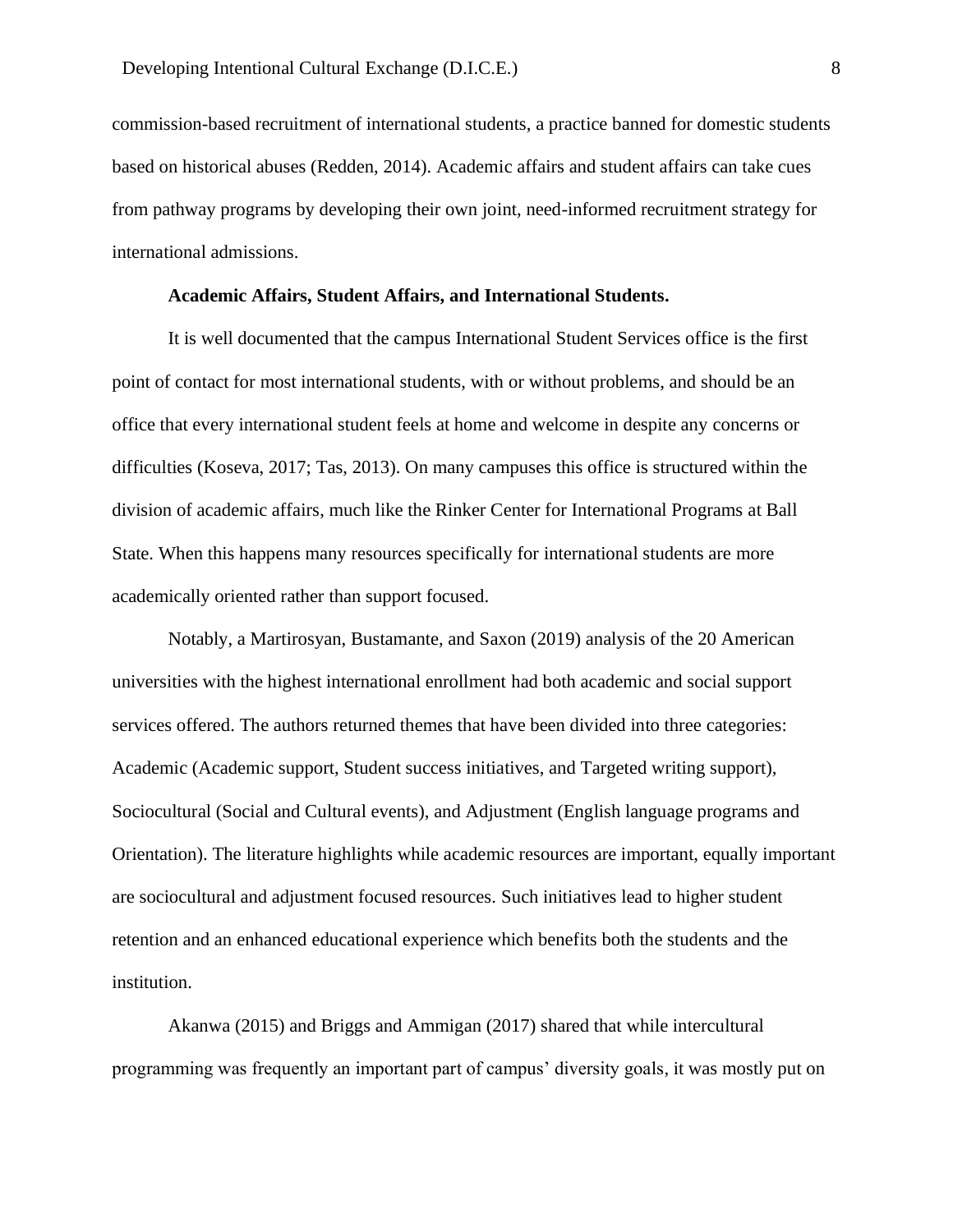commission-based recruitment of international students, a practice banned for domestic students based on historical abuses (Redden, 2014). Academic affairs and student affairs can take cues from pathway programs by developing their own joint, need-informed recruitment strategy for international admissions.

**Academic Affairs, Student Affairs, and International Students.**

It is well documented that the campus International Student Services office is the first point of contact for most international students, with or without problems, and should be an office that every international student feels at home and welcome in despite any concerns or difficulties (Koseva, 2017; Tas, 2013). On many campuses this office is structured within the division of academic affairs, much like the Rinker Center for International Programs at Ball State. When this happens many resources specifically for international students are more academically oriented rather than support focused.

Notably, a Martirosyan, Bustamante, and Saxon (2019) analysis of the 20 American universities with the highest international enrollment had both academic and social support services offered. The authors returned themes that have been divided into three categories: Academic (Academic support, Student success initiatives, and Targeted writing support), Sociocultural (Social and Cultural events), and Adjustment (English language programs and Orientation). The literature highlights while academic resources are important, equally important are sociocultural and adjustment focused resources. Such initiatives lead to higher student retention and an enhanced educational experience which benefits both the students and the institution.

Akanwa (2015) and Briggs and Ammigan (2017) shared that while intercultural programming was frequently an important part of campus' diversity goals, it was mostly put on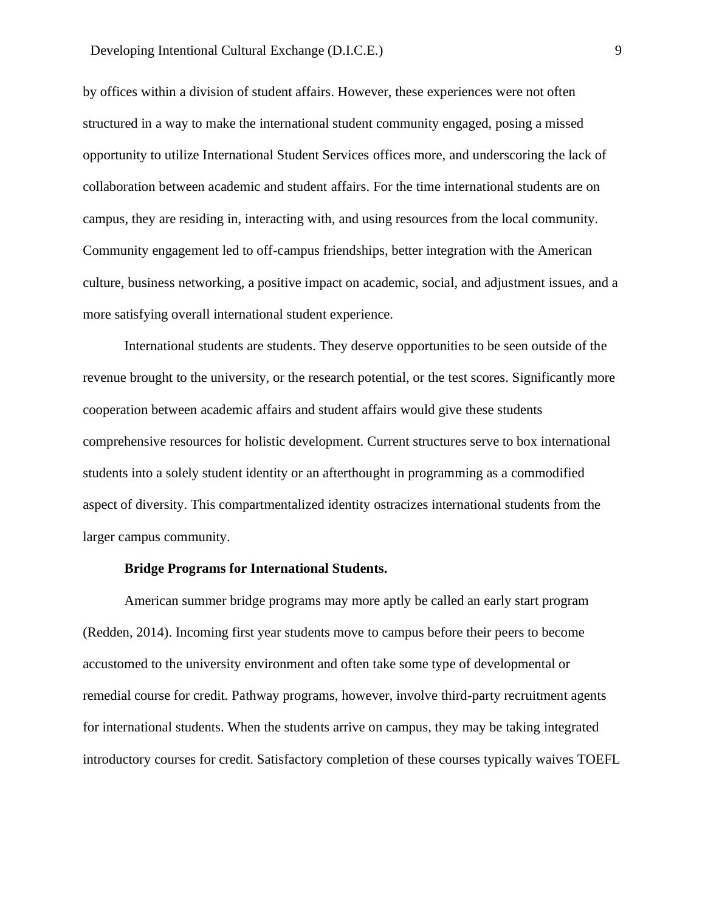by offices within a division of student affairs. However, these experiences were not often structured in a way to make the international student community engaged, posing a missed opportunity to utilize International Student Services offices more, and underscoring the lack of collaboration between academic and student affairs. For the time international students are on campus, they are residing in, interacting with, and using resources from the local community. Community engagement led to off-campus friendships, better integration with the American culture, business networking, a positive impact on academic, social, and adjustment issues, and a more satisfying overall international student experience.

International students are students. They deserve opportunities to be seen outside of the revenue brought to the university, or the research potential, or the test scores. Significantly more cooperation between academic affairs and student affairs would give these students comprehensive resources for holistic development. Current structures serve to box international students into a solely student identity or an afterthought in programming as a commodified aspect of diversity. This compartmentalized identity ostracizes international students from the larger campus community.

**Bridge Programs for International Students.**

American summer bridge programs may more aptly be called an early start program (Redden, 2014). Incoming first year students move to campus before their peers to become accustomed to the university environment and often take some type of developmental or remedial course for credit. Pathway programs, however, involve third-party recruitment agents for international students. When the students arrive on campus, they may be taking integrated introductory courses for credit. Satisfactory completion of these courses typically waives TOEFL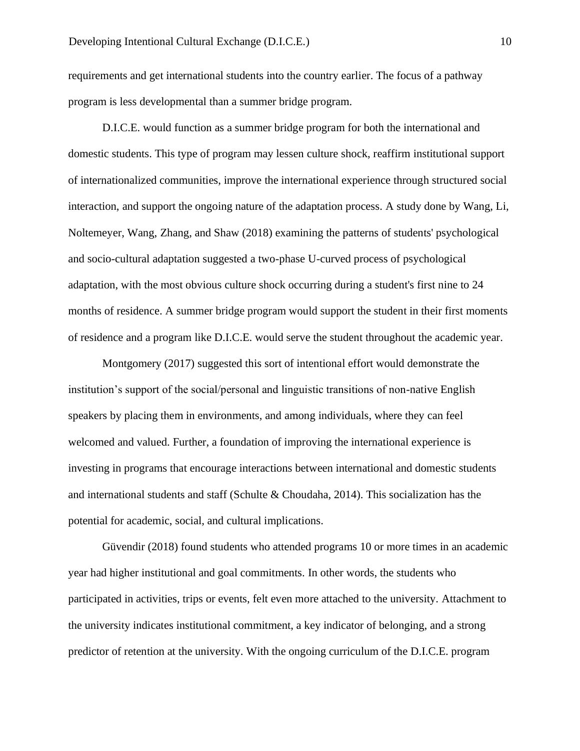requirements and get international students into the country earlier. The focus of a pathway program is less developmental than a summer bridge program.

D.I.C.E. would function as a summer bridge program for both the international and domestic students. This type of program may lessen culture shock, reaffirm institutional support of internationalized communities, improve the international experience through structured social interaction, and support the ongoing nature of the adaptation process. A study done by Wang, Li, Noltemeyer, Wang, Zhang, and Shaw (2018) examining the patterns of students' psychological and socio-cultural adaptation suggested a two-phase U-curved process of psychological adaptation, with the most obvious culture shock occurring during a student's first nine to 24 months of residence. A summer bridge program would support the student in their first moments of residence and a program like D.I.C.E. would serve the student throughout the academic year.

Montgomery (2017) suggested this sort of intentional effort would demonstrate the institution's support of the social/personal and linguistic transitions of non-native English speakers by placing them in environments, and among individuals, where they can feel welcomed and valued. Further, a foundation of improving the international experience is investing in programs that encourage interactions between international and domestic students and international students and staff (Schulte & Choudaha, 2014). This socialization has the potential for academic, social, and cultural implications.

Güvendir (2018) found students who attended programs 10 or more times in an academic year had higher institutional and goal commitments. In other words, the students who participated in activities, trips or events, felt even more attached to the university. Attachment to the university indicates institutional commitment, a key indicator of belonging, and a strong predictor of retention at the university. With the ongoing curriculum of the D.I.C.E. program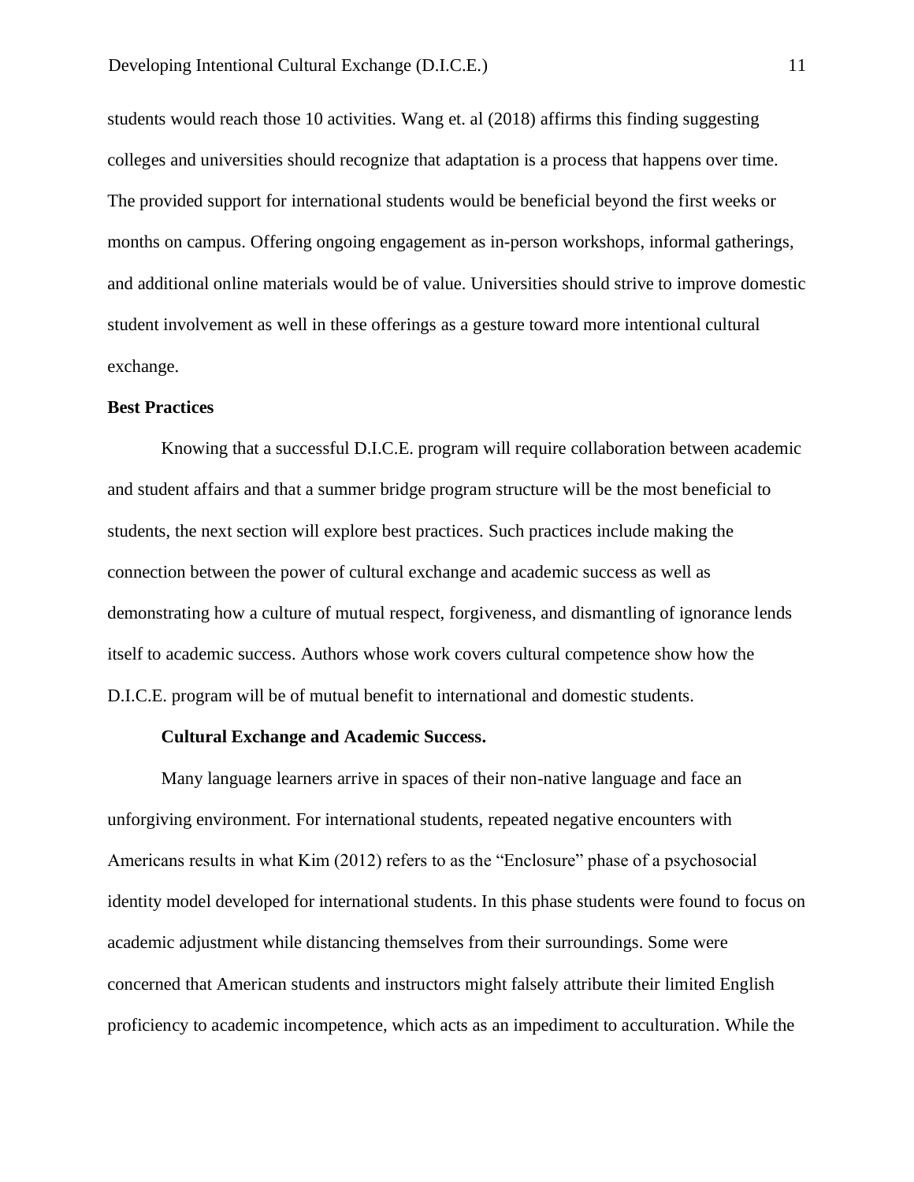students would reach those 10 activities. Wang et. al (2018) affirms this finding suggesting colleges and universities should recognize that adaptation is a process that happens over time. The provided support for international students would be beneficial beyond the first weeks or months on campus. Offering ongoing engagement as in-person workshops, informal gatherings, and additional online materials would be of value. Universities should strive to improve domestic student involvement as well in these offerings as a gesture toward more intentional cultural exchange.

## Best Practices

Knowing that a successful D.I.C.E. program will require collaboration between academic and student affairs and that a summer bridge program structure will be the most beneficial to students, the next section will explore best practices. Such practices include making the connection between the power of cultural exchange and academic success as well as demonstrating how a culture of mutual respect, forgiveness, and dismantling of ignorance lends itself to academic success. Authors whose work covers cultural competence show how the D.I.C.E. program will be of mutual benefit to international and domestic students.

### Cultural Exchange and Academic Success.

Many language learners arrive in spaces of their non-native language and face an unforgiving environment. For international students, repeated negative encounters with Americans results in what Kim (2012) refers to as the "Enclosure" phase of a psychosocial identity model developed for international students. In this phase students were found to focus on academic adjustment while distancing themselves from their surroundings. Some were concerned that American students and instructors might falsely attribute their limited English proficiency to academic incompetence, which acts as an impediment to acculturation. While the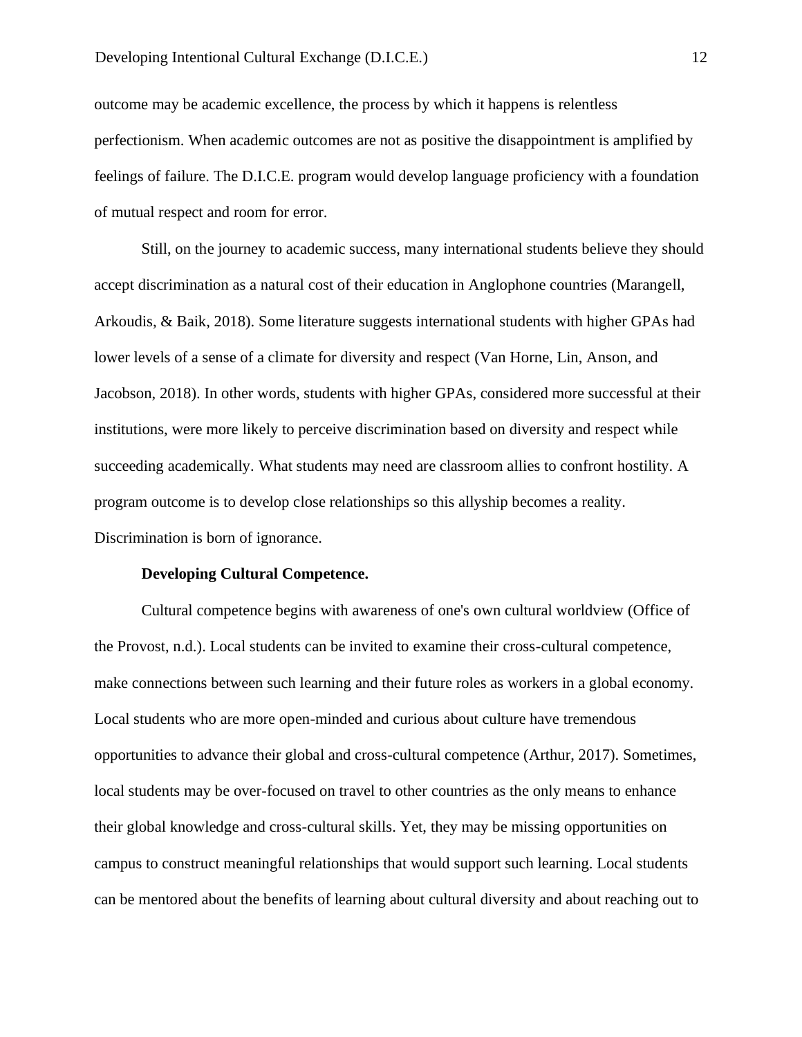outcome may be academic excellence, the process by which it happens is relentless perfectionism. When academic outcomes are not as positive the disappointment is amplified by feelings of failure. The D.I.C.E. program would develop language proficiency with a foundation of mutual respect and room for error.

Still, on the journey to academic success, many international students believe they should accept discrimination as a natural cost of their education in Anglophone countries (Marangell, Arkoudis, & Baik, 2018). Some literature suggests international students with higher GPAs had lower levels of a sense of a climate for diversity and respect (Van Horne, Lin, Anson, and Jacobson, 2018). In other words, students with higher GPAs, considered more successful at their institutions, were more likely to perceive discrimination based on diversity and respect while succeeding academically. What students may need are classroom allies to confront hostility. A program outcome is to develop close relationships so this allyship becomes a reality. Discrimination is born of ignorance.

**Developing Cultural Competence.**

Cultural competence begins with awareness of one's own cultural worldview (Office of the Provost, n.d.). Local students can be invited to examine their cross-cultural competence, make connections between such learning and their future roles as workers in a global economy. Local students who are more open-minded and curious about culture have tremendous opportunities to advance their global and cross-cultural competence (Arthur, 2017). Sometimes, local students may be over-focused on travel to other countries as the only means to enhance their global knowledge and cross-cultural skills. Yet, they may be missing opportunities on campus to construct meaningful relationships that would support such learning. Local students can be mentored about the benefits of learning about cultural diversity and about reaching out to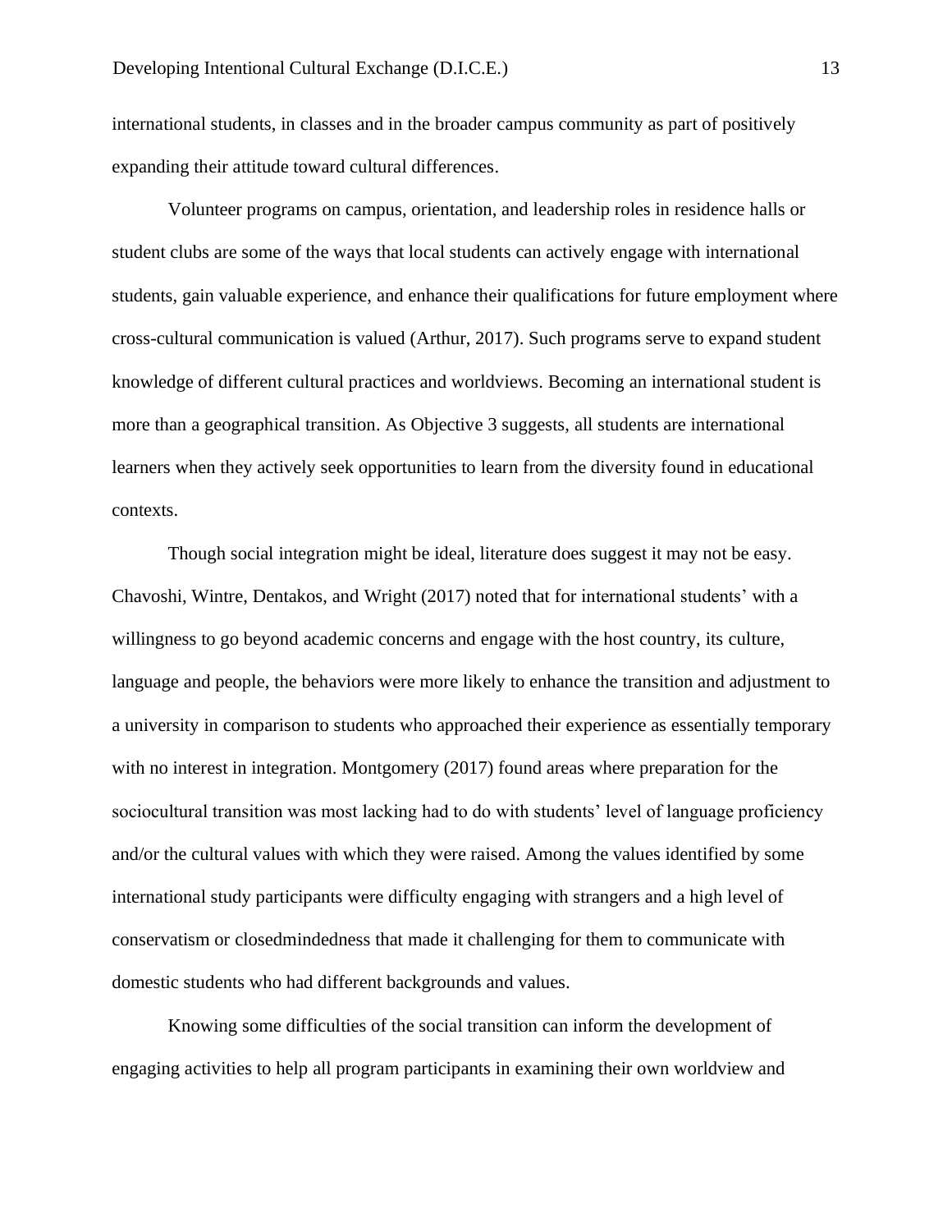international students, in classes and in the broader campus community as part of positively expanding their attitude toward cultural differences.

Volunteer programs on campus, orientation, and leadership roles in residence halls or student clubs are some of the ways that local students can actively engage with international students, gain valuable experience, and enhance their qualifications for future employment where cross-cultural communication is valued (Arthur, 2017). Such programs serve to expand student knowledge of different cultural practices and worldviews. Becoming an international student is more than a geographical transition. As Objective 3 suggests, all students are international learners when they actively seek opportunities to learn from the diversity found in educational contexts.

Though social integration might be ideal, literature does suggest it may not be easy. Chavoshi, Wintre, Dentakos, and Wright (2017) noted that for international students' with a willingness to go beyond academic concerns and engage with the host country, its culture, language and people, the behaviors were more likely to enhance the transition and adjustment to a university in comparison to students who approached their experience as essentially temporary with no interest in integration. Montgomery (2017) found areas where preparation for the sociocultural transition was most lacking had to do with students' level of language proficiency and/or the cultural values with which they were raised. Among the values identified by some international study participants were difficulty engaging with strangers and a high level of conservatism or closedmindedness that made it challenging for them to communicate with domestic students who had different backgrounds and values.

Knowing some difficulties of the social transition can inform the development of engaging activities to help all program participants in examining their own worldview and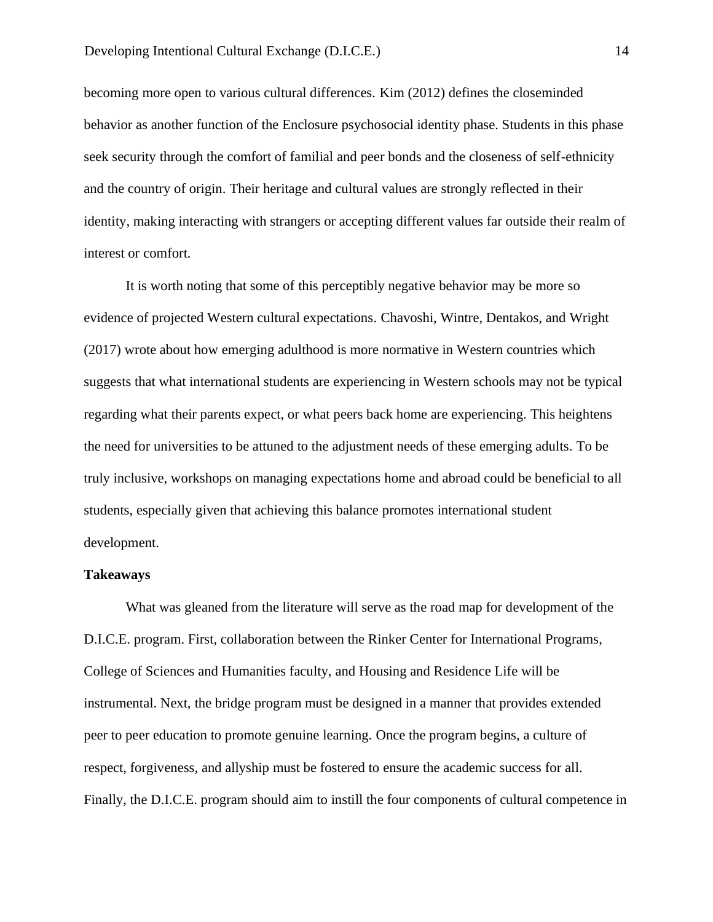becoming more open to various cultural differences. Kim (2012) defines the closeminded behavior as another function of the Enclosure psychosocial identity phase. Students in this phase seek security through the comfort of familial and peer bonds and the closeness of self-ethnicity and the country of origin. Their heritage and cultural values are strongly reflected in their identity, making interacting with strangers or accepting different values far outside their realm of interest or comfort.

It is worth noting that some of this perceptibly negative behavior may be more so evidence of projected Western cultural expectations. Chavoshi, Wintre, Dentakos, and Wright (2017) wrote about how emerging adulthood is more normative in Western countries which suggests that what international students are experiencing in Western schools may not be typical regarding what their parents expect, or what peers back home are experiencing. This heightens the need for universities to be attuned to the adjustment needs of these emerging adults. To be truly inclusive, workshops on managing expectations home and abroad could be beneficial to all students, especially given that achieving this balance promotes international student development.

**Takeaways**

What was gleaned from the literature will serve as the road map for development of the D.I.C.E. program. First, collaboration between the Rinker Center for International Programs, College of Sciences and Humanities faculty, and Housing and Residence Life will be instrumental. Next, the bridge program must be designed in a manner that provides extended peer to peer education to promote genuine learning. Once the program begins, a culture of respect, forgiveness, and allyship must be fostered to ensure the academic success for all. Finally, the D.I.C.E. program should aim to instill the four components of cultural competence in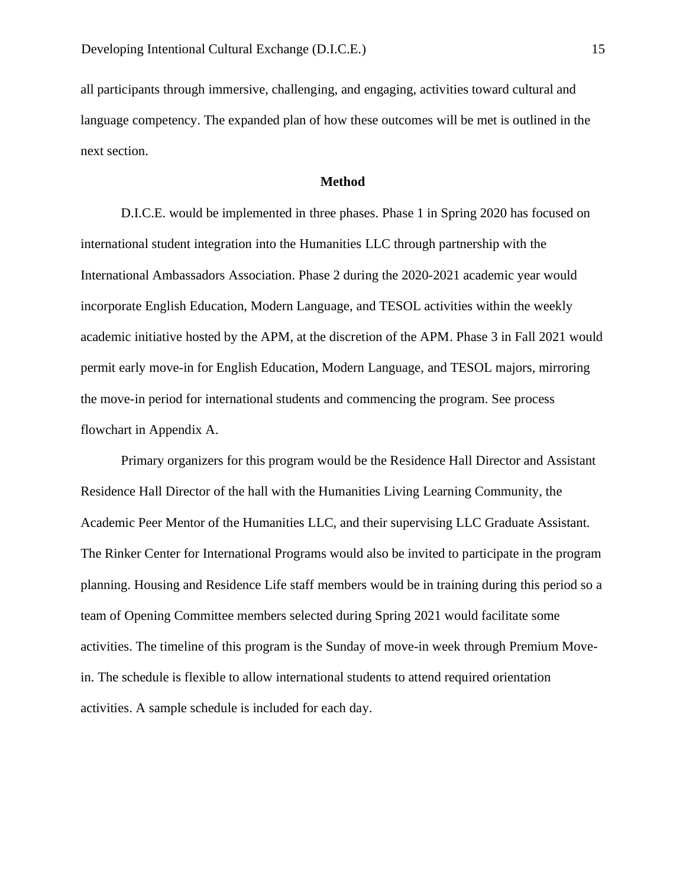all participants through immersive, challenging, and engaging, activities toward cultural and language competency. The expanded plan of how these outcomes will be met is outlined in the next section.

## Method

D.I.C.E. would be implemented in three phases. Phase 1 in Spring 2020 has focused on international student integration into the Humanities LLC through partnership with the International Ambassadors Association. Phase 2 during the 2020-2021 academic year would incorporate English Education, Modern Language, and TESOL activities within the weekly academic initiative hosted by the APM, at the discretion of the APM. Phase 3 in Fall 2021 would permit early move-in for English Education, Modern Language, and TESOL majors, mirroring the move-in period for international students and commencing the program. See process flowchart in Appendix A.

Primary organizers for this program would be the Residence Hall Director and Assistant Residence Hall Director of the hall with the Humanities Living Learning Community, the Academic Peer Mentor of the Humanities LLC, and their supervising LLC Graduate Assistant. The Rinker Center for International Programs would also be invited to participate in the program planning. Housing and Residence Life staff members would be in training during this period so a team of Opening Committee members selected during Spring 2021 would facilitate some activities. The timeline of this program is the Sunday of move-in week through Premium Move-in. The schedule is flexible to allow international students to attend required orientation activities. A sample schedule is included for each day.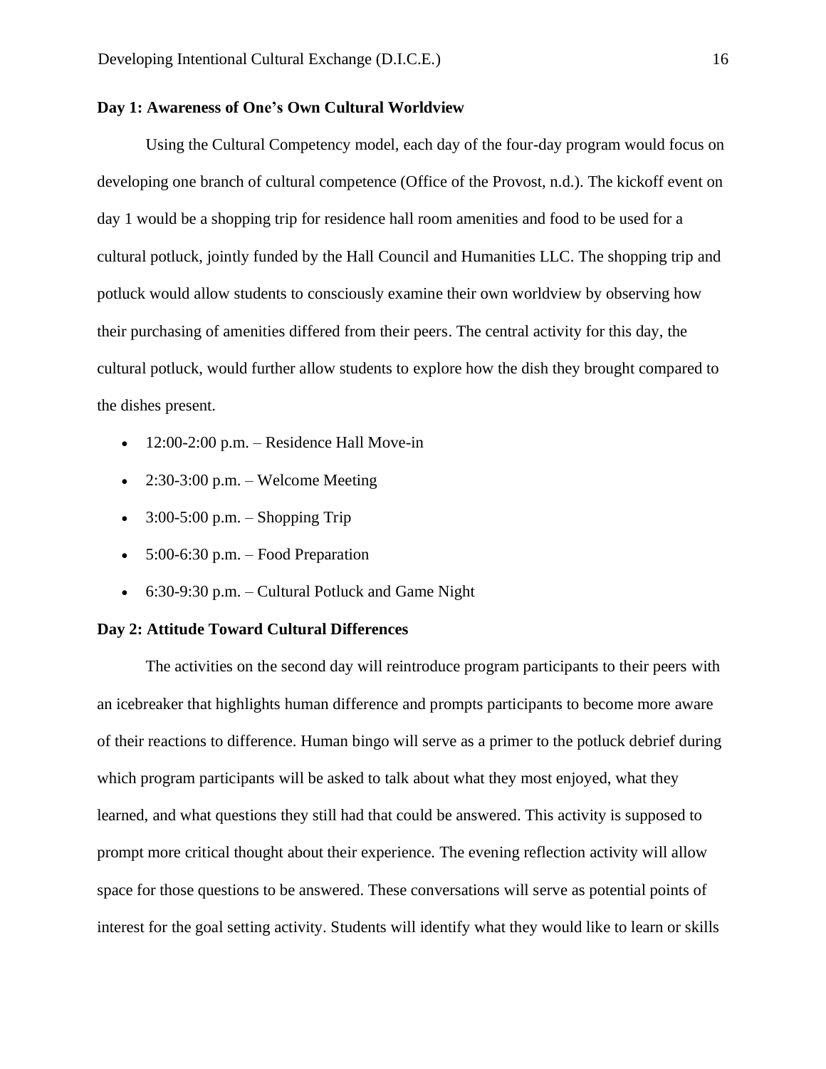**Day 1: Awareness of One's Own Cultural Worldview**

Using the Cultural Competency model, each day of the four-day program would focus on developing one branch of cultural competence (Office of the Provost, n.d.). The kickoff event on day 1 would be a shopping trip for residence hall room amenities and food to be used for a cultural potluck, jointly funded by the Hall Council and Humanities LLC. The shopping trip and potluck would allow students to consciously examine their own worldview by observing how their purchasing of amenities differed from their peers. The central activity for this day, the cultural potluck, would further allow students to explore how the dish they brought compared to the dishes present.

- 12:00-2:00 p.m. – Residence Hall Move-in
- 2:30-3:00 p.m. – Welcome Meeting
- 3:00-5:00 p.m. – Shopping Trip
- 5:00-6:30 p.m. – Food Preparation
- 6:30-9:30 p.m. – Cultural Potluck and Game Night

**Day 2: Attitude Toward Cultural Differences**

The activities on the second day will reintroduce program participants to their peers with an icebreaker that highlights human difference and prompts participants to become more aware of their reactions to difference. Human bingo will serve as a primer to the potluck debrief during which program participants will be asked to talk about what they most enjoyed, what they learned, and what questions they still had that could be answered. This activity is supposed to prompt more critical thought about their experience. The evening reflection activity will allow space for those questions to be answered. These conversations will serve as potential points of interest for the goal setting activity. Students will identify what they would like to learn or skills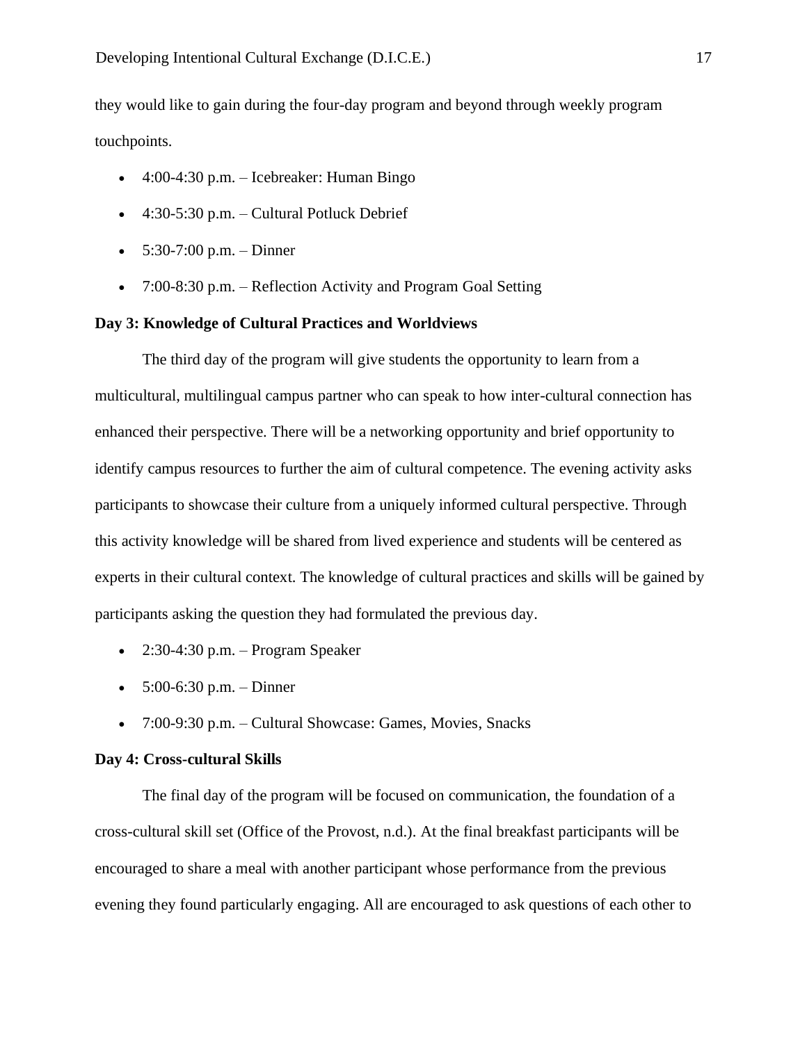they would like to gain during the four-day program and beyond through weekly program touchpoints.

- 4:00-4:30 p.m. – Icebreaker: Human Bingo
- 4:30-5:30 p.m. – Cultural Potluck Debrief
- 5:30-7:00 p.m. – Dinner
- 7:00-8:30 p.m. – Reflection Activity and Program Goal Setting

**Day 3: Knowledge of Cultural Practices and Worldviews**

The third day of the program will give students the opportunity to learn from a multicultural, multilingual campus partner who can speak to how inter-cultural connection has enhanced their perspective. There will be a networking opportunity and brief opportunity to identify campus resources to further the aim of cultural competence. The evening activity asks participants to showcase their culture from a uniquely informed cultural perspective. Through this activity knowledge will be shared from lived experience and students will be centered as experts in their cultural context. The knowledge of cultural practices and skills will be gained by participants asking the question they had formulated the previous day.

- 2:30-4:30 p.m. – Program Speaker
- 5:00-6:30 p.m. – Dinner
- 7:00-9:30 p.m. – Cultural Showcase: Games, Movies, Snacks

**Day 4: Cross-cultural Skills**

The final day of the program will be focused on communication, the foundation of a cross-cultural skill set (Office of the Provost, n.d.). At the final breakfast participants will be encouraged to share a meal with another participant whose performance from the previous evening they found particularly engaging. All are encouraged to ask questions of each other to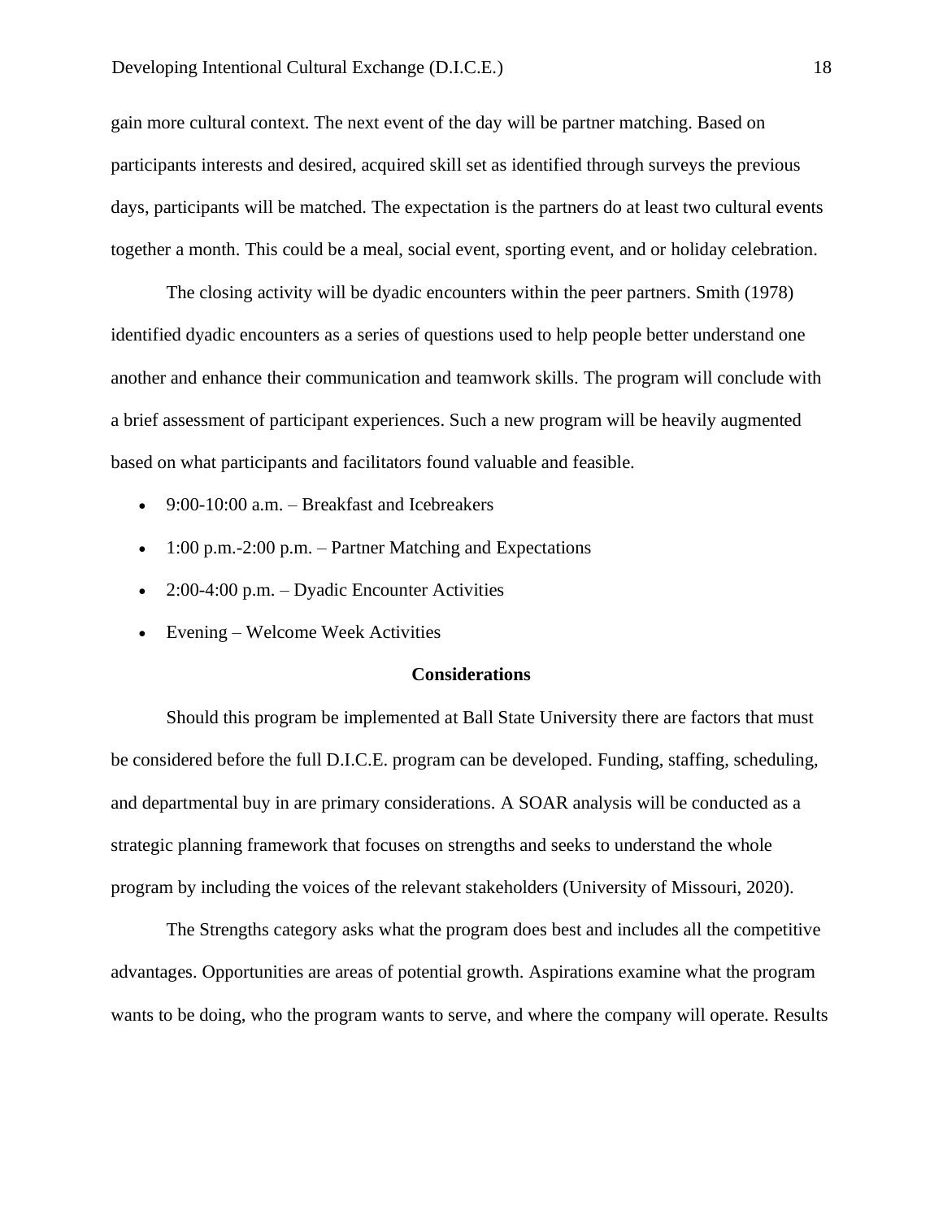gain more cultural context. The next event of the day will be partner matching. Based on participants interests and desired, acquired skill set as identified through surveys the previous days, participants will be matched. The expectation is the partners do at least two cultural events together a month. This could be a meal, social event, sporting event, and or holiday celebration.

The closing activity will be dyadic encounters within the peer partners. Smith (1978) identified dyadic encounters as a series of questions used to help people better understand one another and enhance their communication and teamwork skills. The program will conclude with a brief assessment of participant experiences. Such a new program will be heavily augmented based on what participants and facilitators found valuable and feasible.

- 9:00-10:00 a.m. – Breakfast and Icebreakers
- 1:00 p.m.-2:00 p.m. – Partner Matching and Expectations
- 2:00-4:00 p.m. – Dyadic Encounter Activities
- Evening – Welcome Week Activities

## Considerations

Should this program be implemented at Ball State University there are factors that must be considered before the full D.I.C.E. program can be developed. Funding, staffing, scheduling, and departmental buy in are primary considerations. A SOAR analysis will be conducted as a strategic planning framework that focuses on strengths and seeks to understand the whole program by including the voices of the relevant stakeholders (University of Missouri, 2020).

The Strengths category asks what the program does best and includes all the competitive advantages. Opportunities are areas of potential growth. Aspirations examine what the program wants to be doing, who the program wants to serve, and where the company will operate. Results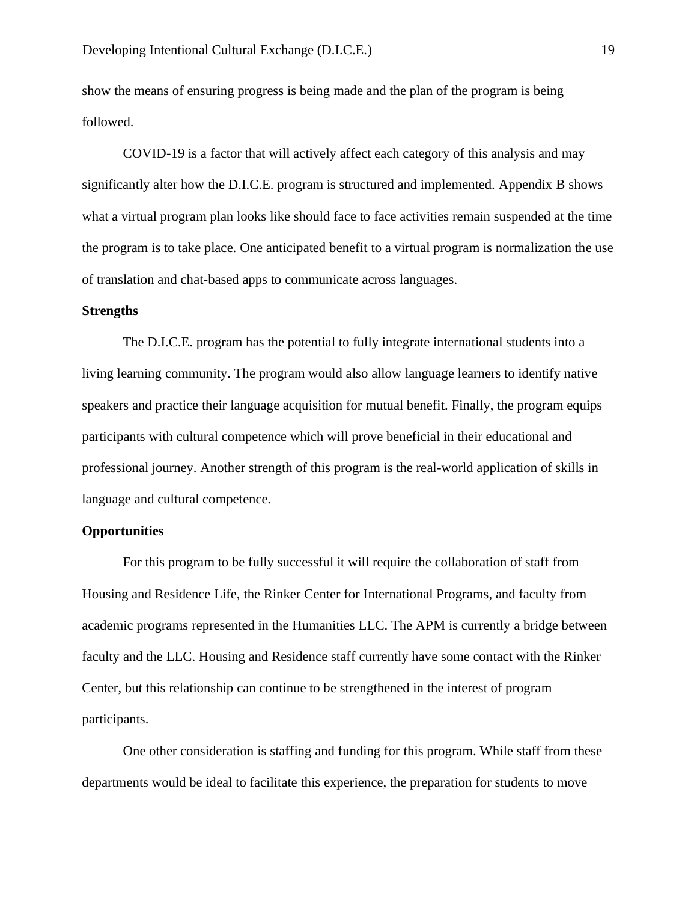show the means of ensuring progress is being made and the plan of the program is being followed.

COVID-19 is a factor that will actively affect each category of this analysis and may significantly alter how the D.I.C.E. program is structured and implemented. Appendix B shows what a virtual program plan looks like should face to face activities remain suspended at the time the program is to take place. One anticipated benefit to a virtual program is normalization the use of translation and chat-based apps to communicate across languages.

**Strengths**

The D.I.C.E. program has the potential to fully integrate international students into a living learning community. The program would also allow language learners to identify native speakers and practice their language acquisition for mutual benefit. Finally, the program equips participants with cultural competence which will prove beneficial in their educational and professional journey. Another strength of this program is the real-world application of skills in language and cultural competence.

**Opportunities**

For this program to be fully successful it will require the collaboration of staff from Housing and Residence Life, the Rinker Center for International Programs, and faculty from academic programs represented in the Humanities LLC. The APM is currently a bridge between faculty and the LLC. Housing and Residence staff currently have some contact with the Rinker Center, but this relationship can continue to be strengthened in the interest of program participants.

One other consideration is staffing and funding for this program. While staff from these departments would be ideal to facilitate this experience, the preparation for students to move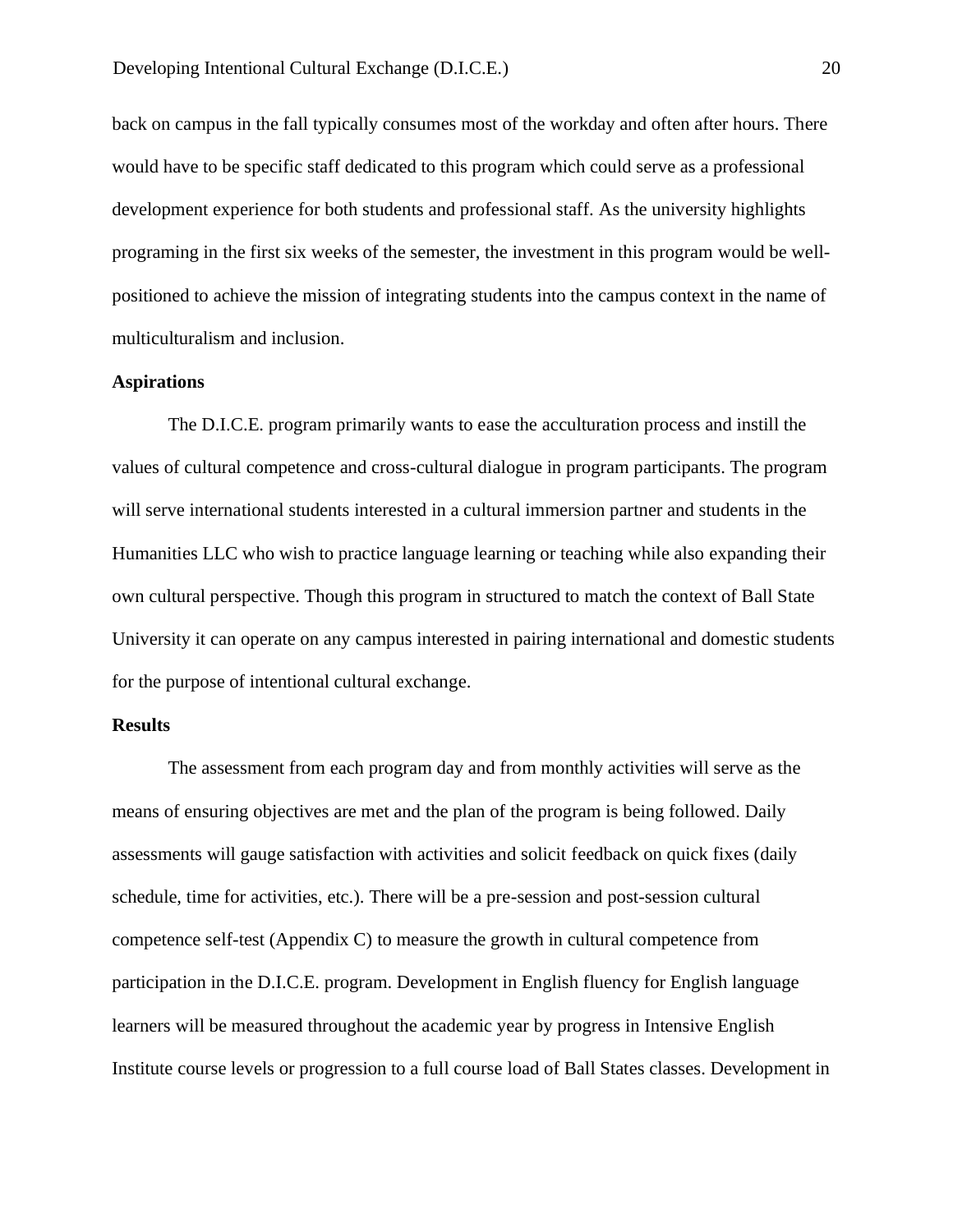back on campus in the fall typically consumes most of the workday and often after hours. There would have to be specific staff dedicated to this program which could serve as a professional development experience for both students and professional staff. As the university highlights programing in the first six weeks of the semester, the investment in this program would be well-positioned to achieve the mission of integrating students into the campus context in the name of multiculturalism and inclusion.

**Aspirations**

The D.I.C.E. program primarily wants to ease the acculturation process and instill the values of cultural competence and cross-cultural dialogue in program participants. The program will serve international students interested in a cultural immersion partner and students in the Humanities LLC who wish to practice language learning or teaching while also expanding their own cultural perspective. Though this program in structured to match the context of Ball State University it can operate on any campus interested in pairing international and domestic students for the purpose of intentional cultural exchange.

**Results**

The assessment from each program day and from monthly activities will serve as the means of ensuring objectives are met and the plan of the program is being followed. Daily assessments will gauge satisfaction with activities and solicit feedback on quick fixes (daily schedule, time for activities, etc.). There will be a pre-session and post-session cultural competence self-test (Appendix C) to measure the growth in cultural competence from participation in the D.I.C.E. program. Development in English fluency for English language learners will be measured throughout the academic year by progress in Intensive English Institute course levels or progression to a full course load of Ball States classes. Development in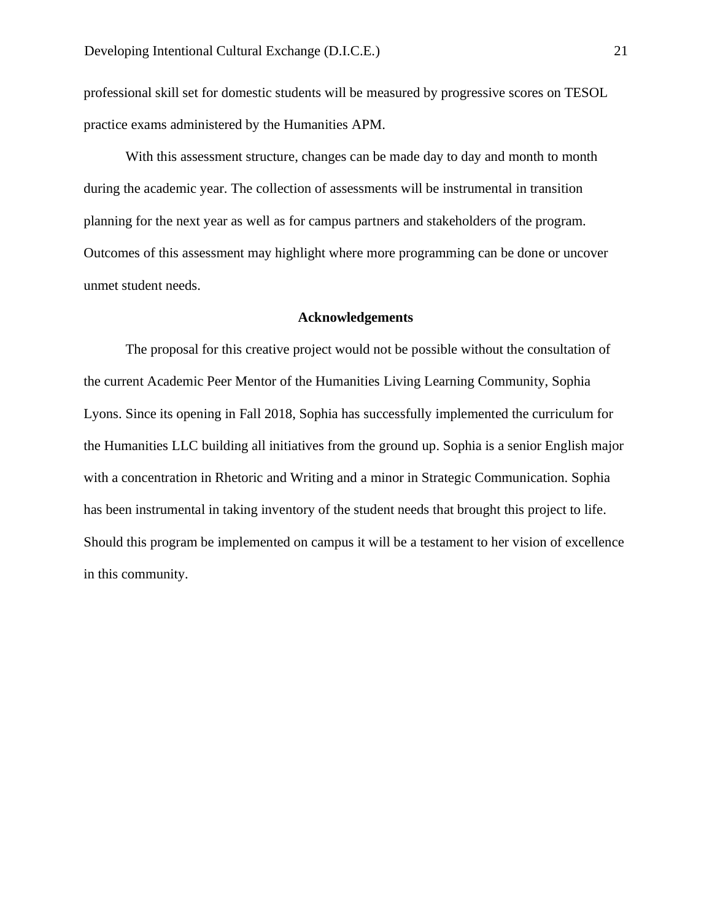professional skill set for domestic students will be measured by progressive scores on TESOL practice exams administered by the Humanities APM.

With this assessment structure, changes can be made day to day and month to month during the academic year. The collection of assessments will be instrumental in transition planning for the next year as well as for campus partners and stakeholders of the program. Outcomes of this assessment may highlight where more programming can be done or uncover unmet student needs.

## Acknowledgements

The proposal for this creative project would not be possible without the consultation of the current Academic Peer Mentor of the Humanities Living Learning Community, Sophia Lyons. Since its opening in Fall 2018, Sophia has successfully implemented the curriculum for the Humanities LLC building all initiatives from the ground up. Sophia is a senior English major with a concentration in Rhetoric and Writing and a minor in Strategic Communication. Sophia has been instrumental in taking inventory of the student needs that brought this project to life. Should this program be implemented on campus it will be a testament to her vision of excellence in this community.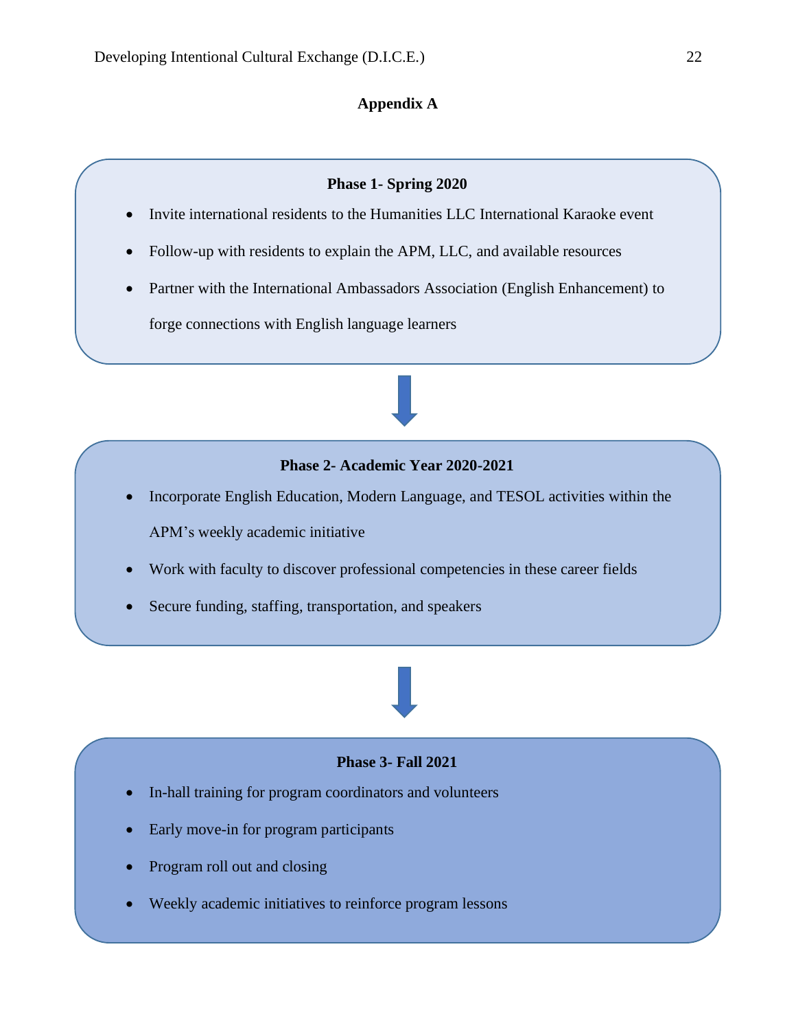## Appendix A

**Phase 1- Spring 2020**

- Invite international residents to the Humanities LLC International Karaoke event
- Follow-up with residents to explain the APM, LLC, and available resources
- Partner with the International Ambassadors Association (English Enhancement) to forge connections with English language learners

**Phase 2- Academic Year 2020-2021**

- Incorporate English Education, Modern Language, and TESOL activities within the APM's weekly academic initiative
- Work with faculty to discover professional competencies in these career fields
- Secure funding, staffing, transportation, and speakers

**Phase 3- Fall 2021**

- In-hall training for program coordinators and volunteers
- Early move-in for program participants
- Program roll out and closing
- Weekly academic initiatives to reinforce program lessons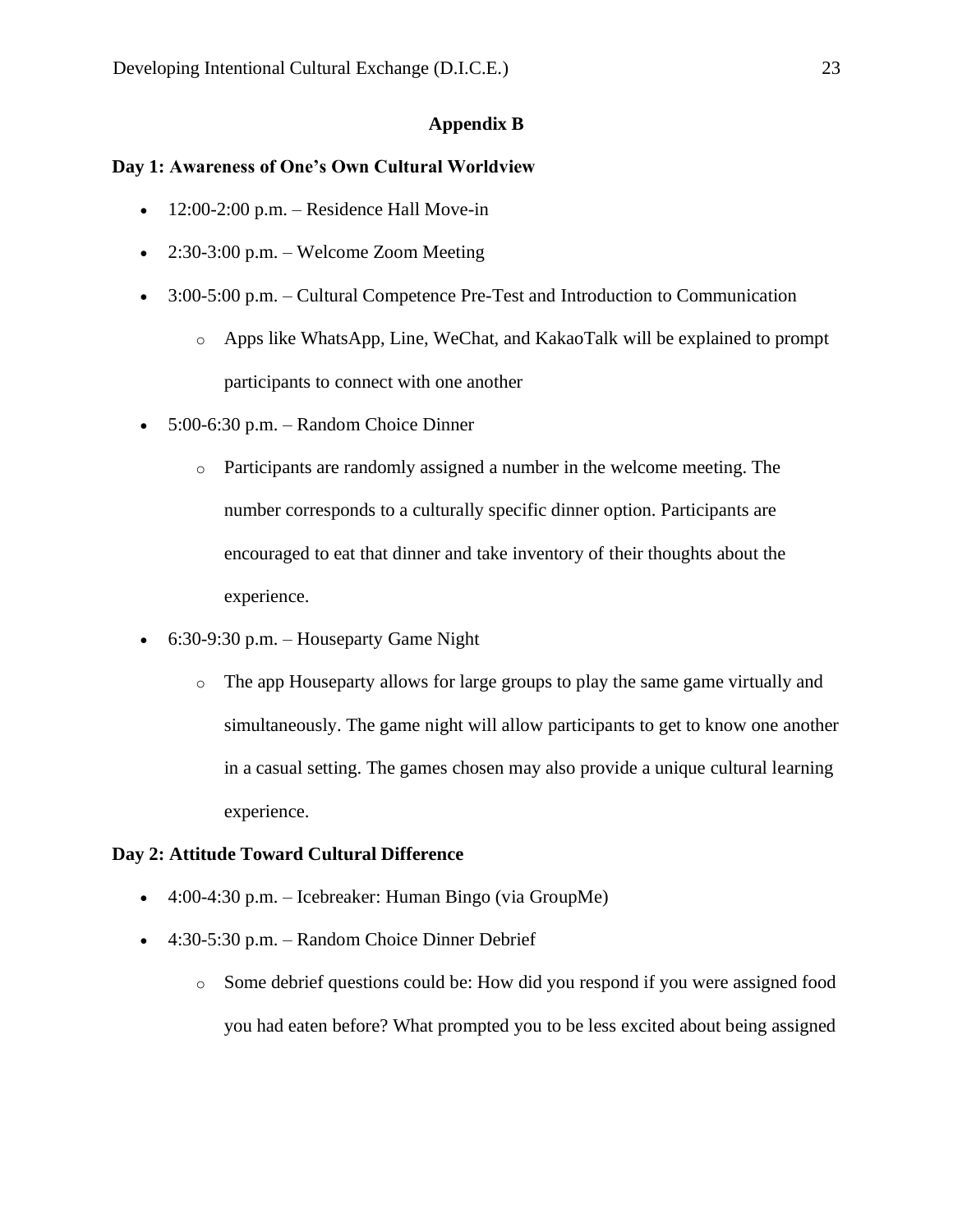# Appendix B

## Day 1: Awareness of One's Own Cultural Worldview

- 12:00-2:00 p.m. – Residence Hall Move-in
- 2:30-3:00 p.m. – Welcome Zoom Meeting
- 3:00-5:00 p.m. – Cultural Competence Pre-Test and Introduction to Communication
    - Apps like WhatsApp, Line, WeChat, and KakaoTalk will be explained to prompt participants to connect with one another
- 5:00-6:30 p.m. – Random Choice Dinner
    - Participants are randomly assigned a number in the welcome meeting. The number corresponds to a culturally specific dinner option. Participants are encouraged to eat that dinner and take inventory of their thoughts about the experience.
- 6:30-9:30 p.m. – Houseparty Game Night
    - The app Houseparty allows for large groups to play the same game virtually and simultaneously. The game night will allow participants to get to know one another in a casual setting. The games chosen may also provide a unique cultural learning experience.

## Day 2: Attitude Toward Cultural Difference

- 4:00-4:30 p.m. – Icebreaker: Human Bingo (via GroupMe)
- 4:30-5:30 p.m. – Random Choice Dinner Debrief
    - Some debrief questions could be: How did you respond if you were assigned food you had eaten before? What prompted you to be less excited about being assigned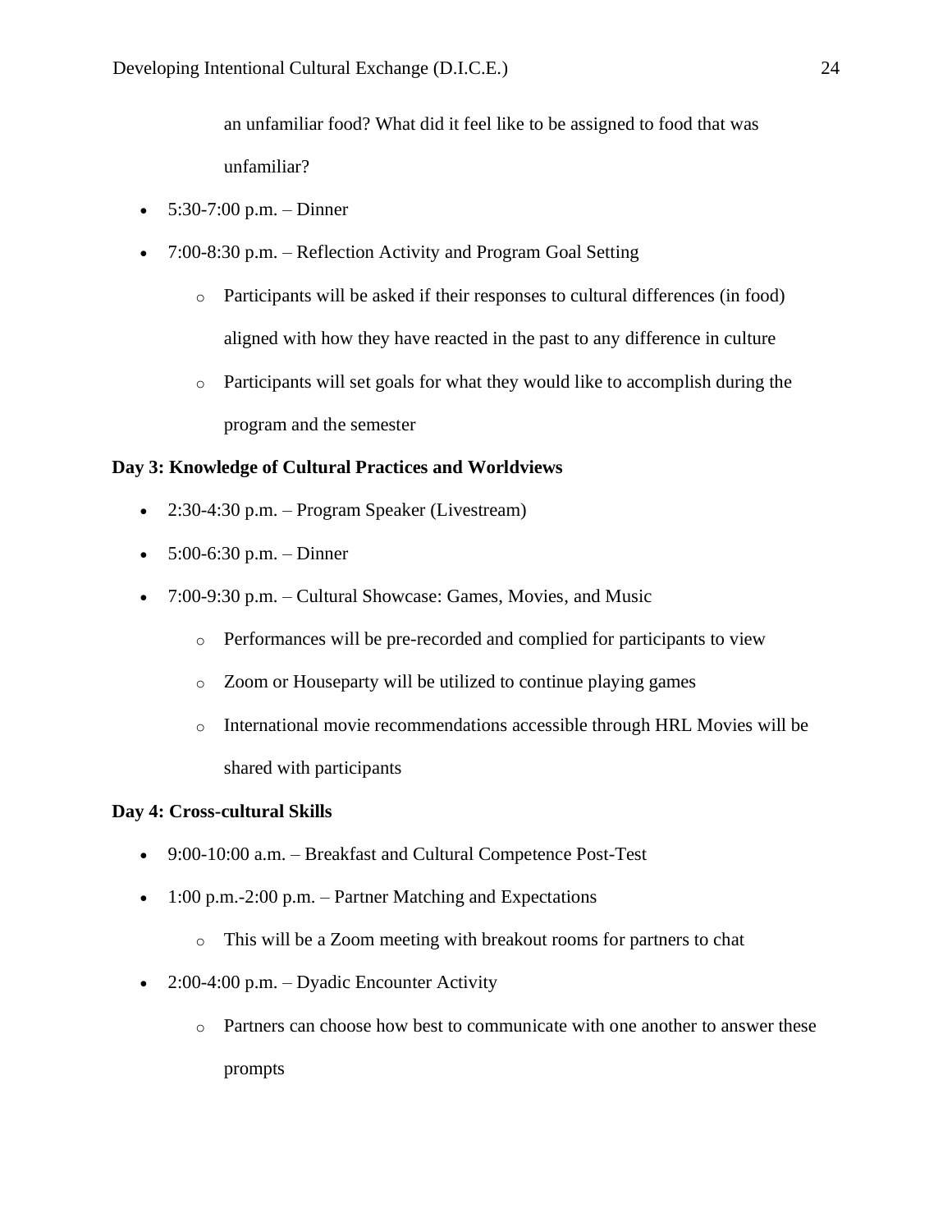an unfamiliar food? What did it feel like to be assigned to food that was unfamiliar?

- 5:30-7:00 p.m. – Dinner
- 7:00-8:30 p.m. – Reflection Activity and Program Goal Setting
    - Participants will be asked if their responses to cultural differences (in food) aligned with how they have reacted in the past to any difference in culture
    - Participants will set goals for what they would like to accomplish during the program and the semester

**Day 3: Knowledge of Cultural Practices and Worldviews**

- 2:30-4:30 p.m. – Program Speaker (Livestream)
- 5:00-6:30 p.m. – Dinner
- 7:00-9:30 p.m. – Cultural Showcase: Games, Movies, and Music
    - Performances will be pre-recorded and complied for participants to view
    - Zoom or Houseparty will be utilized to continue playing games
    - International movie recommendations accessible through HRL Movies will be shared with participants

**Day 4: Cross-cultural Skills**

- 9:00-10:00 a.m. – Breakfast and Cultural Competence Post-Test
- 1:00 p.m.-2:00 p.m. – Partner Matching and Expectations
    - This will be a Zoom meeting with breakout rooms for partners to chat
- 2:00-4:00 p.m. – Dyadic Encounter Activity
    - Partners can choose how best to communicate with one another to answer these prompts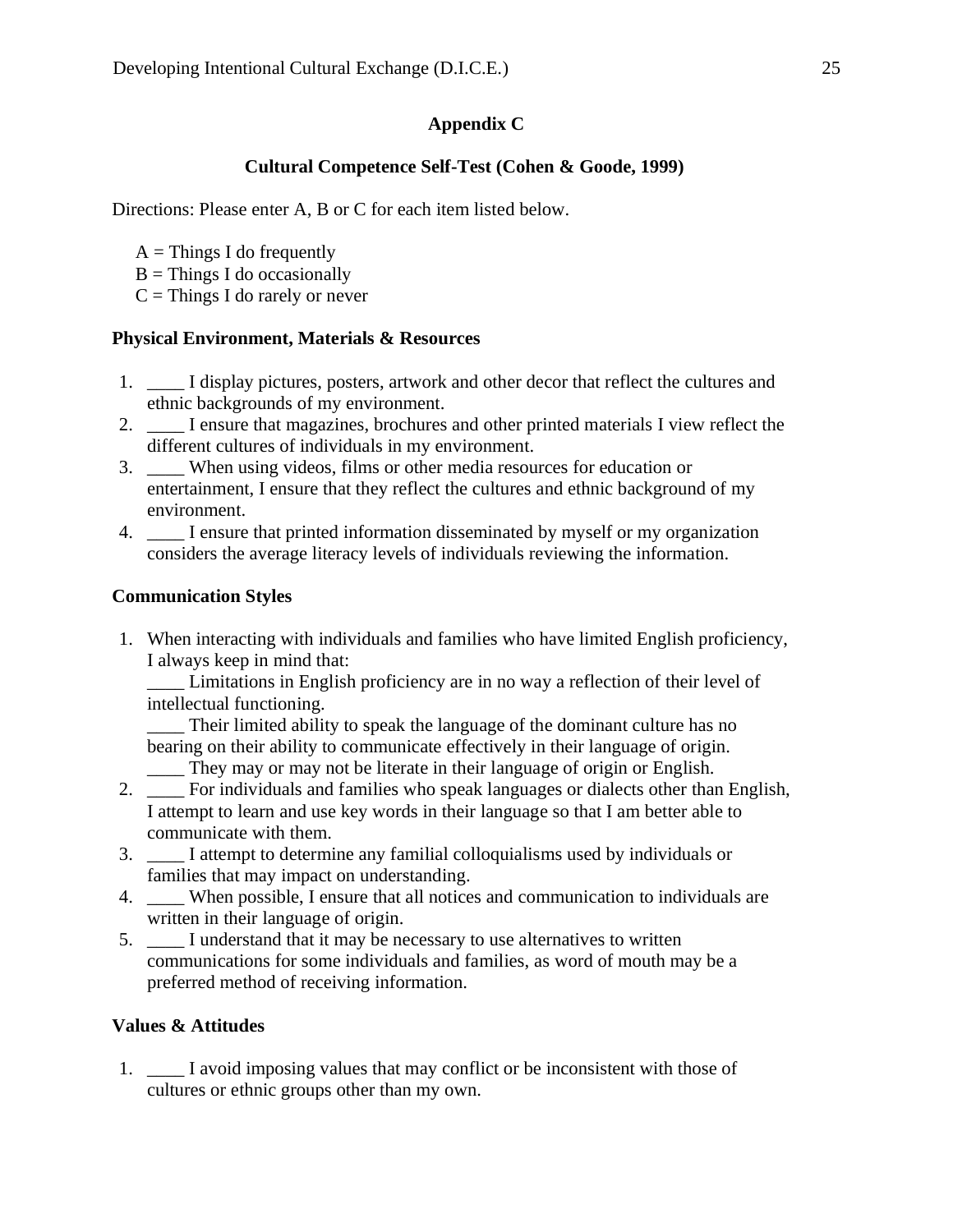## Appendix C

### Cultural Competence Self-Test (Cohen & Goode, 1999)

Directions: Please enter A, B or C for each item listed below.

A = Things I do frequently
B = Things I do occasionally
C = Things I do rarely or never

**Physical Environment, Materials & Resources**

1. ____ I display pictures, posters, artwork and other decor that reflect the cultures and ethnic backgrounds of my environment.
2. ____ I ensure that magazines, brochures and other printed materials I view reflect the different cultures of individuals in my environment.
3. ____ When using videos, films or other media resources for education or entertainment, I ensure that they reflect the cultures and ethnic background of my environment.
4. ____ I ensure that printed information disseminated by myself or my organization considers the average literacy levels of individuals reviewing the information.

**Communication Styles**

1. When interacting with individuals and families who have limited English proficiency, I always keep in mind that:
   ____ Limitations in English proficiency are in no way a reflection of their level of intellectual functioning.
   ____ Their limited ability to speak the language of the dominant culture has no bearing on their ability to communicate effectively in their language of origin.
   ____ They may or may not be literate in their language of origin or English.
2. ____ For individuals and families who speak languages or dialects other than English, I attempt to learn and use key words in their language so that I am better able to communicate with them.
3. ____ I attempt to determine any familial colloquialisms used by individuals or families that may impact on understanding.
4. ____ When possible, I ensure that all notices and communication to individuals are written in their language of origin.
5. ____ I understand that it may be necessary to use alternatives to written communications for some individuals and families, as word of mouth may be a preferred method of receiving information.

**Values & Attitudes**

1. ____ I avoid imposing values that may conflict or be inconsistent with those of cultures or ethnic groups other than my own.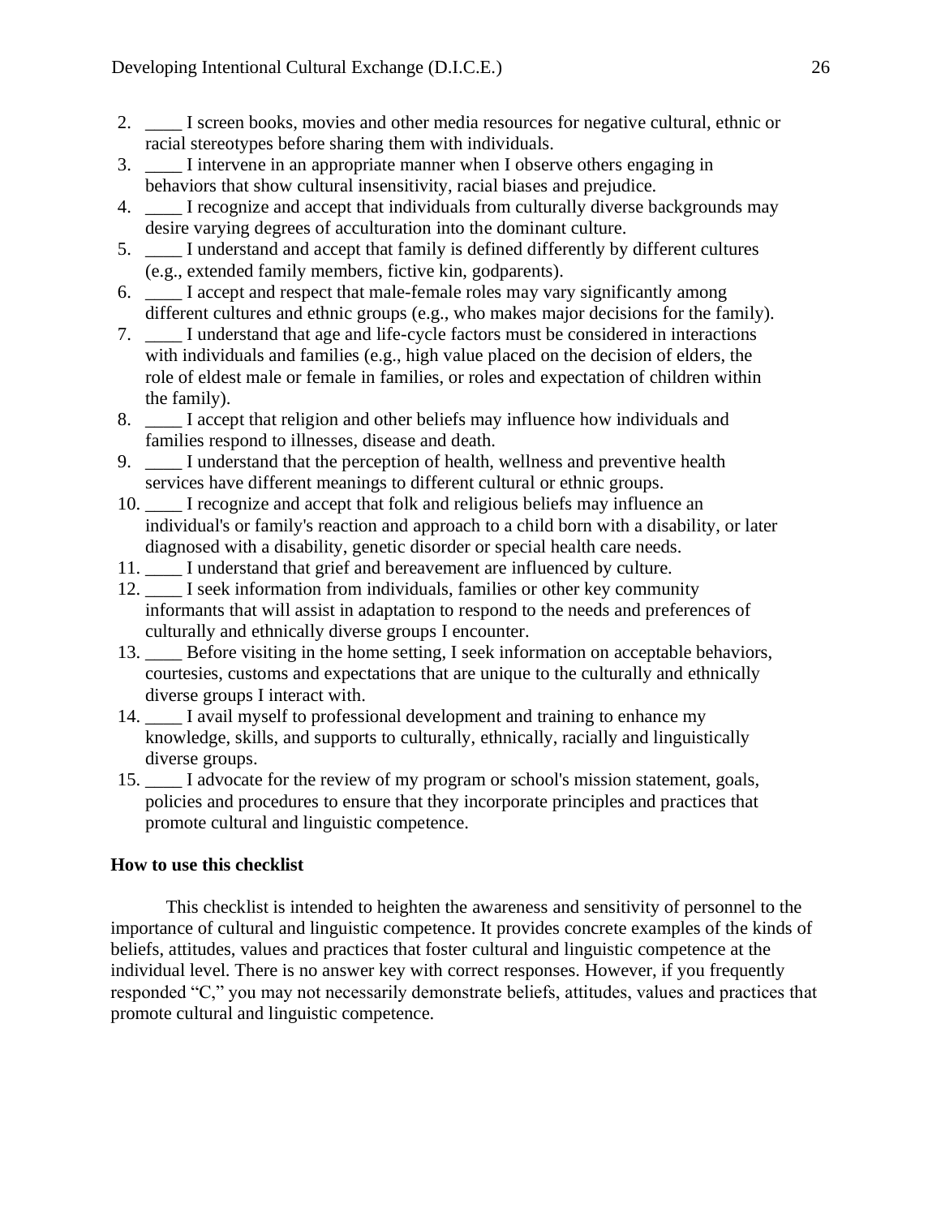2. ____ I screen books, movies and other media resources for negative cultural, ethnic or racial stereotypes before sharing them with individuals.
3. ____ I intervene in an appropriate manner when I observe others engaging in behaviors that show cultural insensitivity, racial biases and prejudice.
4. ____ I recognize and accept that individuals from culturally diverse backgrounds may desire varying degrees of acculturation into the dominant culture.
5. ____ I understand and accept that family is defined differently by different cultures (e.g., extended family members, fictive kin, godparents).
6. ____ I accept and respect that male-female roles may vary significantly among different cultures and ethnic groups (e.g., who makes major decisions for the family).
7. ____ I understand that age and life-cycle factors must be considered in interactions with individuals and families (e.g., high value placed on the decision of elders, the role of eldest male or female in families, or roles and expectation of children within the family).
8. ____ I accept that religion and other beliefs may influence how individuals and families respond to illnesses, disease and death.
9. ____ I understand that the perception of health, wellness and preventive health services have different meanings to different cultural or ethnic groups.
10. ____ I recognize and accept that folk and religious beliefs may influence an individual's or family's reaction and approach to a child born with a disability, or later diagnosed with a disability, genetic disorder or special health care needs.
11. ____ I understand that grief and bereavement are influenced by culture.
12. ____ I seek information from individuals, families or other key community informants that will assist in adaptation to respond to the needs and preferences of culturally and ethnically diverse groups I encounter.
13. ____ Before visiting in the home setting, I seek information on acceptable behaviors, courtesies, customs and expectations that are unique to the culturally and ethnically diverse groups I interact with.
14. ____ I avail myself to professional development and training to enhance my knowledge, skills, and supports to culturally, ethnically, racially and linguistically diverse groups.
15. ____ I advocate for the review of my program or school's mission statement, goals, policies and procedures to ensure that they incorporate principles and practices that promote cultural and linguistic competence.

**How to use this checklist**

This checklist is intended to heighten the awareness and sensitivity of personnel to the importance of cultural and linguistic competence. It provides concrete examples of the kinds of beliefs, attitudes, values and practices that foster cultural and linguistic competence at the individual level. There is no answer key with correct responses. However, if you frequently responded "C," you may not necessarily demonstrate beliefs, attitudes, values and practices that promote cultural and linguistic competence.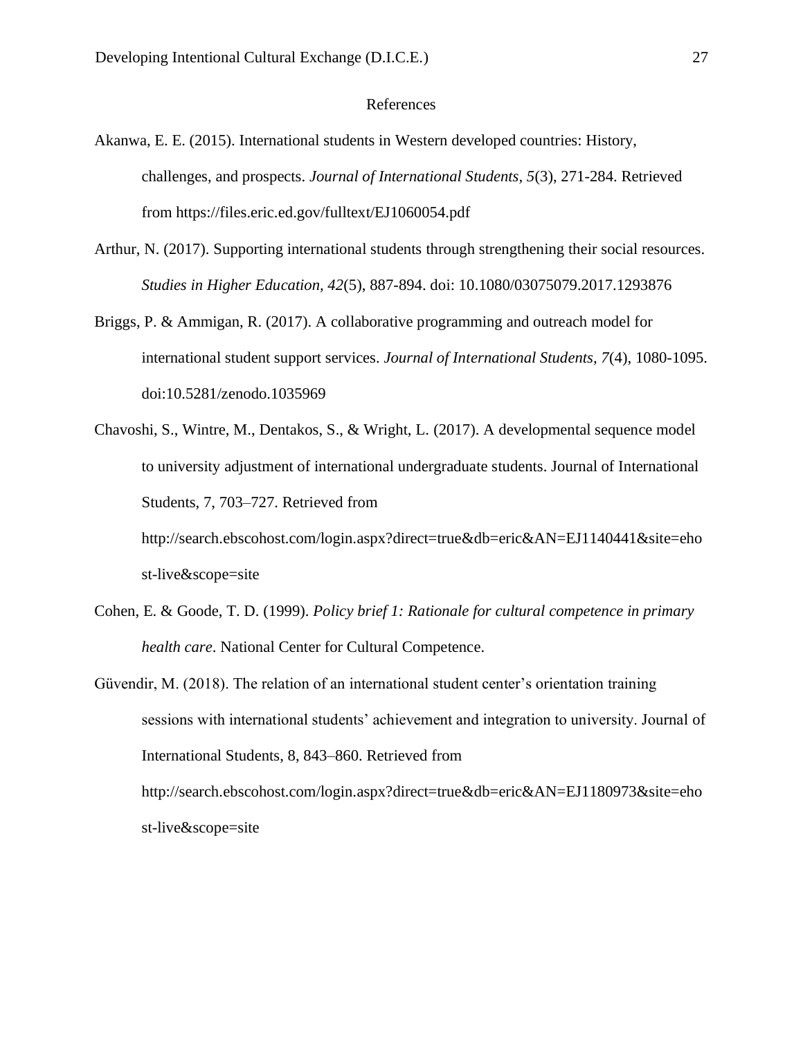# References

Akanwa, E. E. (2015). International students in Western developed countries: History, challenges, and prospects. *Journal of International Students, 5*(3), 271-284. Retrieved from https://files.eric.ed.gov/fulltext/EJ1060054.pdf

Arthur, N. (2017). Supporting international students through strengthening their social resources. *Studies in Higher Education, 42*(5), 887-894. doi: 10.1080/03075079.2017.1293876

Briggs, P. & Ammigan, R. (2017). A collaborative programming and outreach model for international student support services. *Journal of International Students, 7*(4), 1080-1095. doi:10.5281/zenodo.1035969

Chavoshi, S., Wintre, M., Dentakos, S., & Wright, L. (2017). A developmental sequence model to university adjustment of international undergraduate students. Journal of International Students, 7, 703–727. Retrieved from http://search.ebscohost.com/login.aspx?direct=true&db=eric&AN=EJ1140441&site=ehost-live&scope=site

Cohen, E. & Goode, T. D. (1999). *Policy brief 1: Rationale for cultural competence in primary health care*. National Center for Cultural Competence.

Güvendir, M. (2018). The relation of an international student center's orientation training sessions with international students' achievement and integration to university. Journal of International Students, 8, 843–860. Retrieved from http://search.ebscohost.com/login.aspx?direct=true&db=eric&AN=EJ1180973&site=ehost-live&scope=site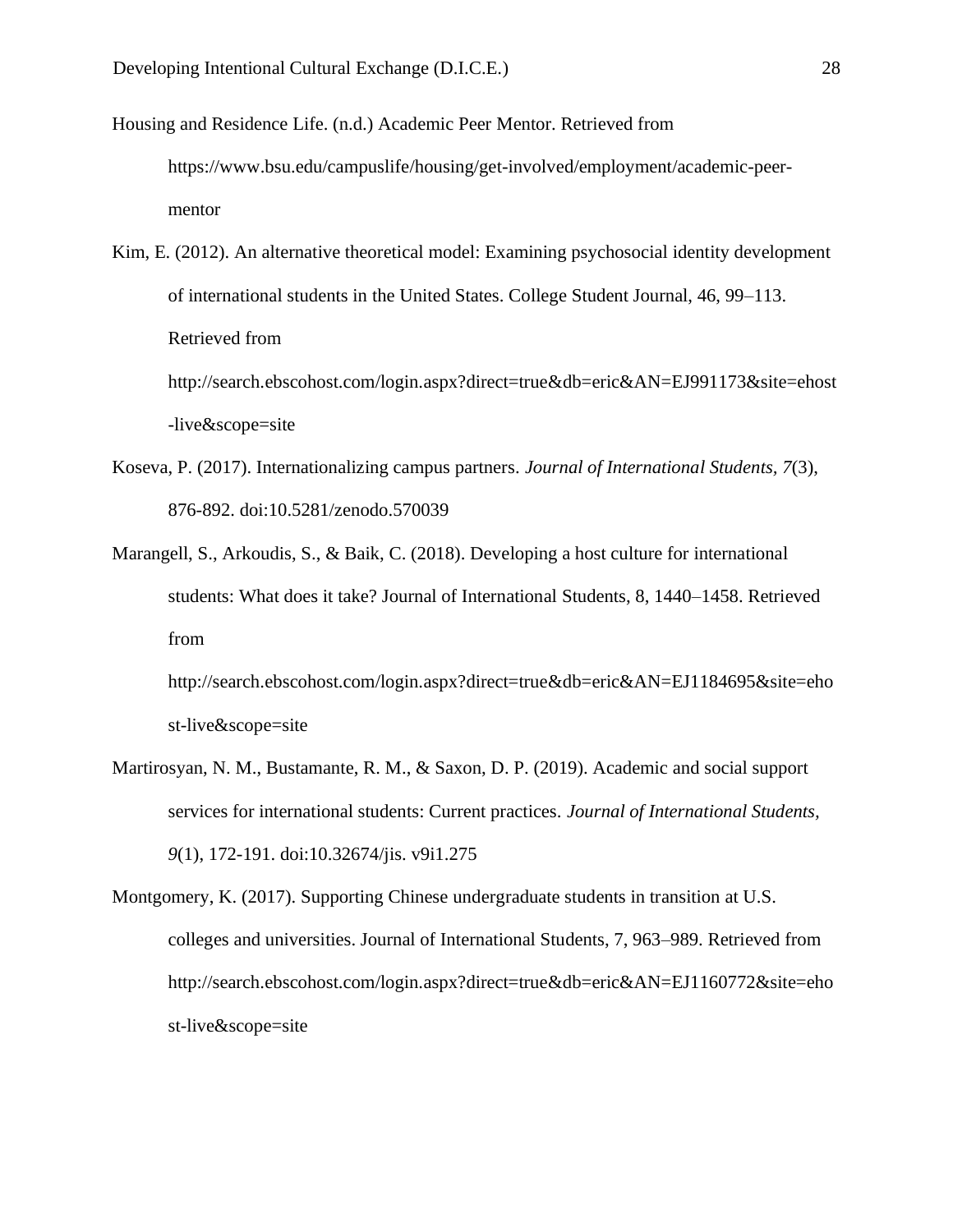Housing and Residence Life. (n.d.) Academic Peer Mentor. Retrieved from https://www.bsu.edu/campuslife/housing/get-involved/employment/academic-peer-mentor

Kim, E. (2012). An alternative theoretical model: Examining psychosocial identity development of international students in the United States. College Student Journal, 46, 99–113. Retrieved from http://search.ebscohost.com/login.aspx?direct=true&db=eric&AN=EJ991173&site=ehost-live&scope=site

Koseva, P. (2017). Internationalizing campus partners. *Journal of International Students, 7*(3), 876-892. doi:10.5281/zenodo.570039

Marangell, S., Arkoudis, S., & Baik, C. (2018). Developing a host culture for international students: What does it take? Journal of International Students, 8, 1440–1458. Retrieved from http://search.ebscohost.com/login.aspx?direct=true&db=eric&AN=EJ1184695&site=ehost-live&scope=site

Martirosyan, N. M., Bustamante, R. M., & Saxon, D. P. (2019). Academic and social support services for international students: Current practices. *Journal of International Students, 9*(1), 172-191. doi:10.32674/jis. v9i1.275

Montgomery, K. (2017). Supporting Chinese undergraduate students in transition at U.S. colleges and universities. Journal of International Students, 7, 963–989. Retrieved from http://search.ebscohost.com/login.aspx?direct=true&db=eric&AN=EJ1160772&site=ehost-live&scope=site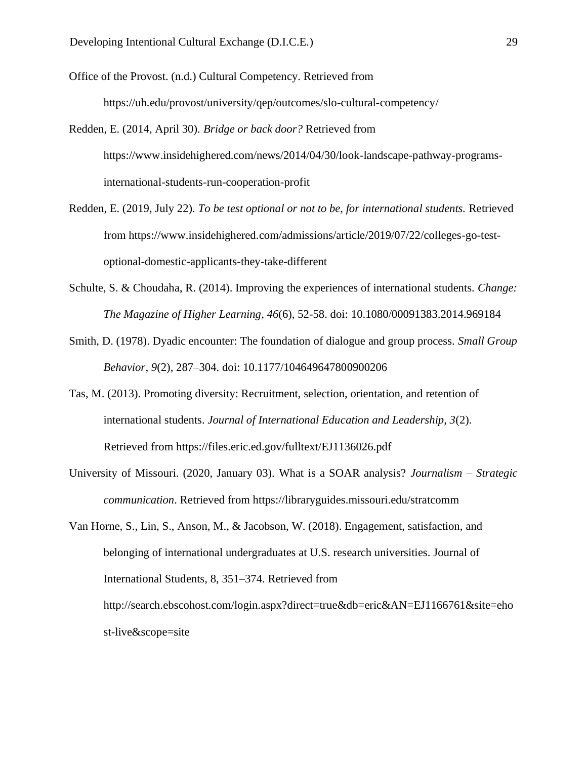Office of the Provost. (n.d.) Cultural Competency. Retrieved from https://uh.edu/provost/university/qep/outcomes/slo-cultural-competency/

Redden, E. (2014, April 30). *Bridge or back door?* Retrieved from https://www.insidehighered.com/news/2014/04/30/look-landscape-pathway-programs-international-students-run-cooperation-profit

Redden, E. (2019, July 22). *To be test optional or not to be, for international students.* Retrieved from https://www.insidehighered.com/admissions/article/2019/07/22/colleges-go-test-optional-domestic-applicants-they-take-different

Schulte, S. & Choudaha, R. (2014). Improving the experiences of international students. *Change: The Magazine of Higher Learning*, *46*(6), 52-58. doi: 10.1080/00091383.2014.969184

Smith, D. (1978). Dyadic encounter: The foundation of dialogue and group process. *Small Group Behavior*, *9*(2), 287–304. doi: 10.1177/104649647800900206

Tas, M. (2013). Promoting diversity: Recruitment, selection, orientation, and retention of international students. *Journal of International Education and Leadership*, *3*(2). Retrieved from https://files.eric.ed.gov/fulltext/EJ1136026.pdf

University of Missouri. (2020, January 03). What is a SOAR analysis? *Journalism – Strategic communication*. Retrieved from https://libraryguides.missouri.edu/stratcomm

Van Horne, S., Lin, S., Anson, M., & Jacobson, W. (2018). Engagement, satisfaction, and belonging of international undergraduates at U.S. research universities. Journal of International Students, 8, 351–374. Retrieved from http://search.ebscohost.com/login.aspx?direct=true&db=eric&AN=EJ1166761&site=ehost-live&scope=site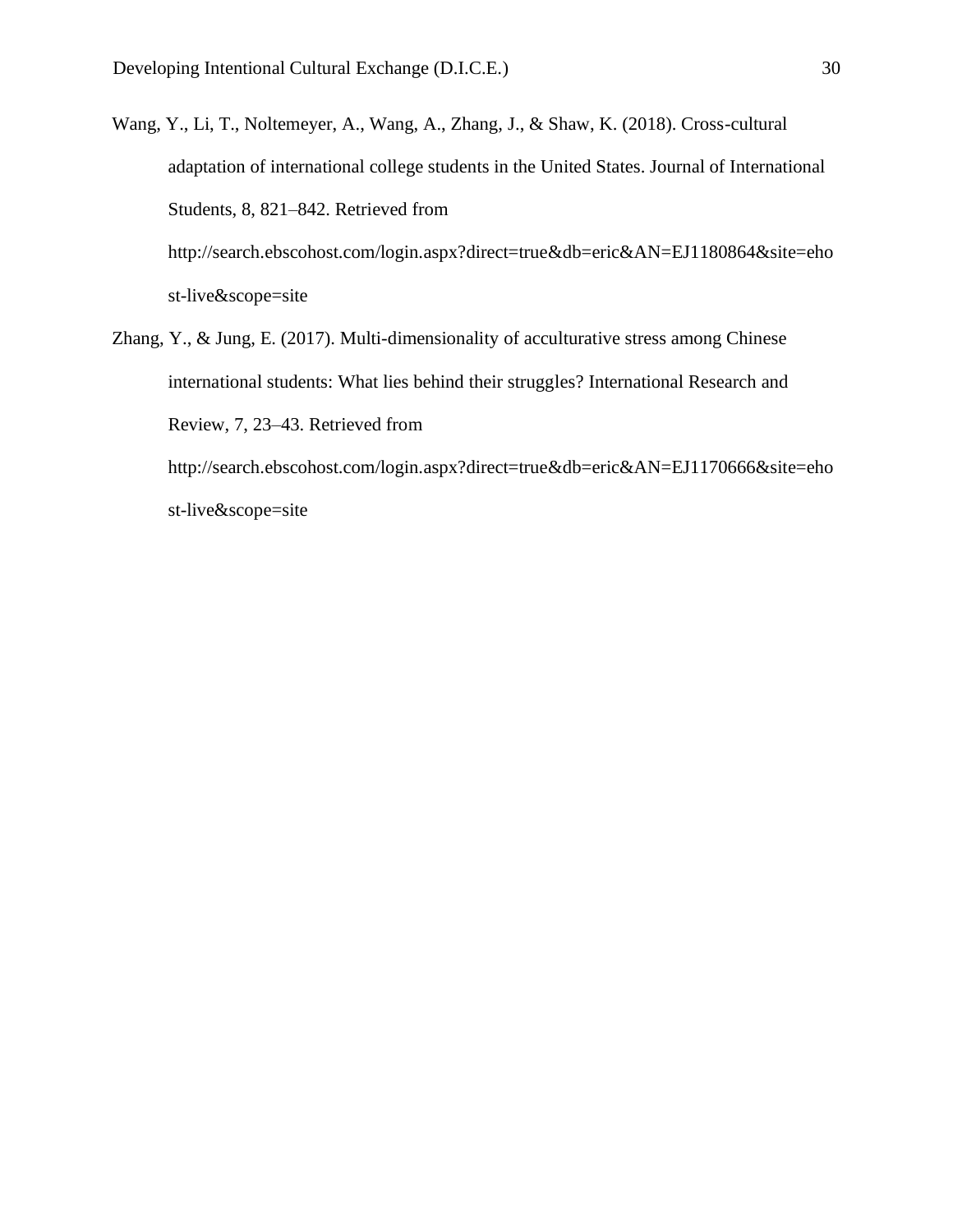Wang, Y., Li, T., Noltemeyer, A., Wang, A., Zhang, J., & Shaw, K. (2018). Cross-cultural adaptation of international college students in the United States. Journal of International Students, 8, 821–842. Retrieved from http://search.ebscohost.com/login.aspx?direct=true&db=eric&AN=EJ1180864&site=ehost-live&scope=site

Zhang, Y., & Jung, E. (2017). Multi-dimensionality of acculturative stress among Chinese international students: What lies behind their struggles? International Research and Review, 7, 23–43. Retrieved from http://search.ebscohost.com/login.aspx?direct=true&db=eric&AN=EJ1170666&site=ehost-live&scope=site